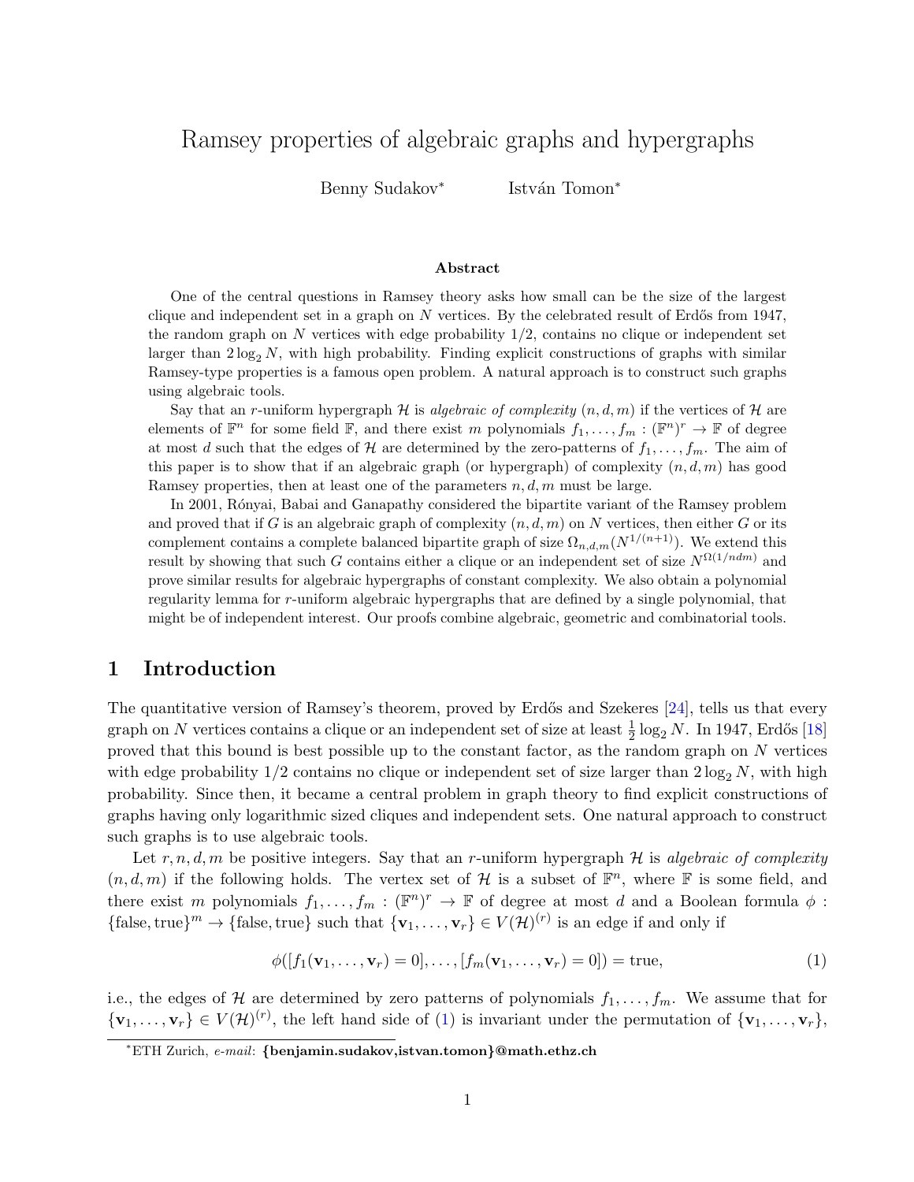# Ramsey properties of algebraic graphs and hypergraphs

Benny Sudakov[*] István Tomon[*]

### Abstract

One of the central questions in Ramsey theory asks how small can be the size of the largest clique and independent set in a graph on $N$ vertices. By the celebrated result of Erdős from 1947, the random graph on $N$ vertices with edge probability $1/2$, contains no clique or independent set larger than $2\log_2 N$, with high probability. Finding explicit constructions of graphs with similar Ramsey-type properties is a famous open problem. A natural approach is to construct such graphs using algebraic tools.

Say that an $r$-uniform hypergraph $\mathcal{H}$ is *algebraic of complexity* $(n, d, m)$ if the vertices of $\mathcal{H}$ are elements of $\mathbb{F}^n$ for some field $\mathbb{F}$, and there exist $m$ polynomials $f_1, \dots, f_m : (\mathbb{F}^n)^r \to \mathbb{F}$ of degree at most $d$ such that the edges of $\mathcal{H}$ are determined by the zero-patterns of $f_1, \dots, f_m$. The aim of this paper is to show that if an algebraic graph (or hypergraph) of complexity $(n, d, m)$ has good Ramsey properties, then at least one of the parameters $n, d, m$ must be large.

In 2001, Rónyai, Babai and Ganapathy considered the bipartite variant of the Ramsey problem and proved that if $G$ is an algebraic graph of complexity $(n, d, m)$ on $N$ vertices, then either $G$ or its complement contains a complete balanced bipartite graph of size $\Omega_{n,d,m}(N^{1/(n+1)})$. We extend this result by showing that such $G$ contains either a clique or an independent set of size $N^{\Omega(1/ndm)}$ and prove similar results for algebraic hypergraphs of constant complexity. We also obtain a polynomial regularity lemma for $r$-uniform algebraic hypergraphs that are defined by a single polynomial, that might be of independent interest. Our proofs combine algebraic, geometric and combinatorial tools.

## 1 Introduction

The quantitative version of Ramsey's theorem, proved by Erdős and Szekeres [24], tells us that every graph on $N$ vertices contains a clique or an independent set of size at least $\frac{1}{2}\log_2 N$. In 1947, Erdős [18] proved that this bound is best possible up to the constant factor, as the random graph on $N$ vertices with edge probability $1/2$ contains no clique or independent set of size larger than $2\log_2 N$, with high probability. Since then, it became a central problem in graph theory to find explicit constructions of graphs having only logarithmic sized cliques and independent sets. One natural approach to construct such graphs is to use algebraic tools.

Let $r, n, d, m$ be positive integers. Say that an $r$-uniform hypergraph $\mathcal{H}$ is *algebraic of complexity* $(n, d, m)$ if the following holds. The vertex set of $\mathcal{H}$ is a subset of $\mathbb{F}^n$, where $\mathbb{F}$ is some field, and there exist $m$ polynomials $f_1, \dots, f_m : (\mathbb{F}^n)^r \to \mathbb{F}$ of degree at most $d$ and a Boolean formula $\phi : \{\text{false}, \text{true}\}^m \to \{\text{false}, \text{true}\}$ such that $\{\mathbf{v}_1, \dots, \mathbf{v}_r\} \in V(\mathcal{H})^{(r)}$ is an edge if and only if

$$\phi([f_1(\mathbf{v}_1, \dots, \mathbf{v}_r) = 0], \dots, [f_m(\mathbf{v}_1, \dots, \mathbf{v}_r) = 0]) = \text{true}, \tag{1}$$

i.e., the edges of $\mathcal{H}$ are determined by zero patterns of polynomials $f_1, \dots, f_m$. We assume that for $\{\mathbf{v}_1, \dots, \mathbf{v}_r\} \in V(\mathcal{H})^{(r)}$, the left hand side of (1) is invariant under the permutation of $\{\mathbf{v}_1, \dots, \mathbf{v}_r\}$,

[*]ETH Zurich, *e-mail*: **{benjamin.sudakov,istvan.tomon}@math.ethz.ch**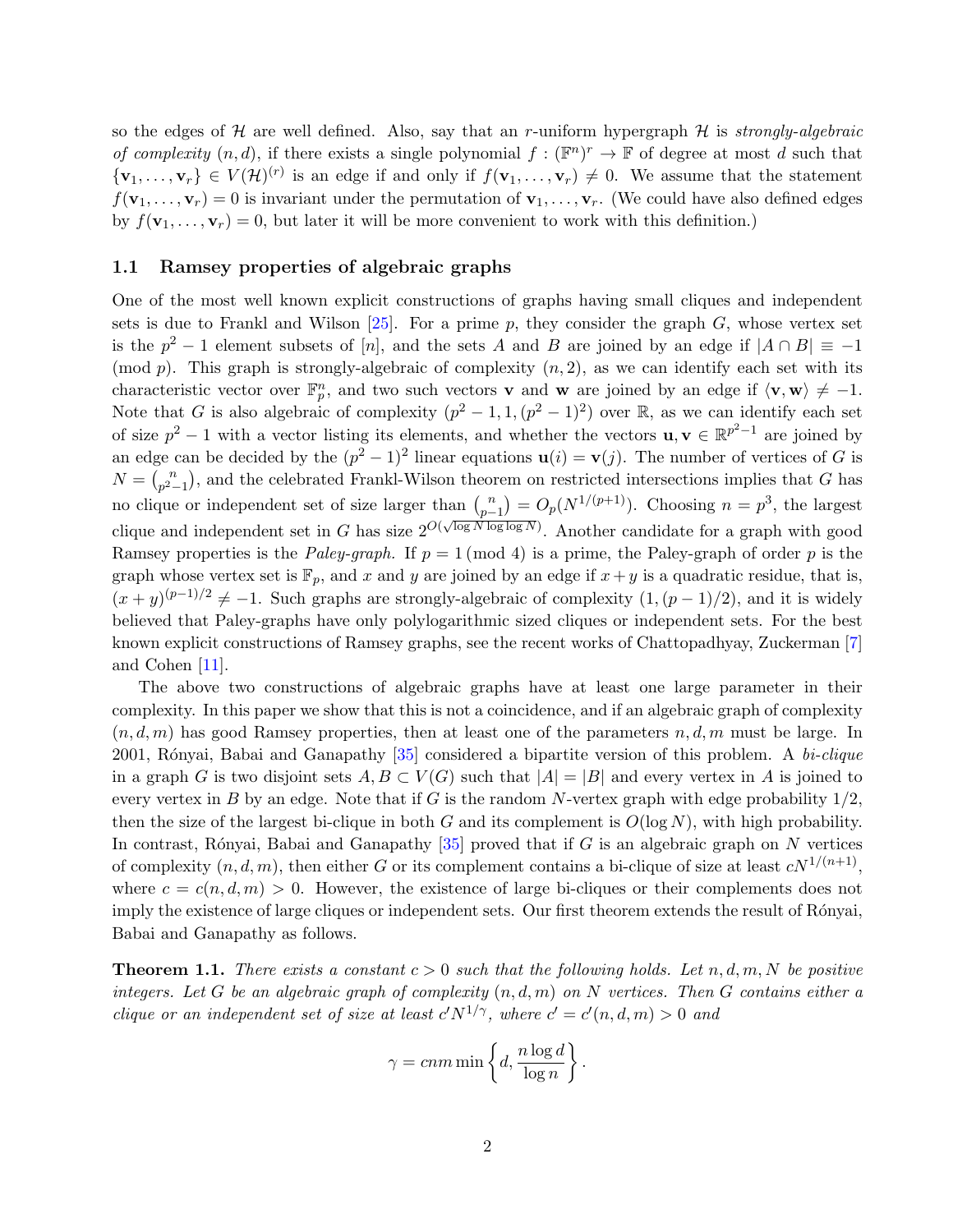so the edges of $\mathcal{H}$ are well defined. Also, say that an $r$-uniform hypergraph $\mathcal{H}$ is *strongly-algebraic of complexity* $(n, d)$, if there exists a single polynomial $f : (\mathbb{F}^n)^r \to \mathbb{F}$ of degree at most $d$ such that $\{\mathbf{v}_1, \ldots, \mathbf{v}_r\} \in V(\mathcal{H})^{(r)}$ is an edge if and only if $f(\mathbf{v}_1, \ldots, \mathbf{v}_r) \neq 0$. We assume that the statement $f(\mathbf{v}_1, \ldots, \mathbf{v}_r) = 0$ is invariant under the permutation of $\mathbf{v}_1, \ldots, \mathbf{v}_r$. (We could have also defined edges by $f(\mathbf{v}_1, \ldots, \mathbf{v}_r) = 0$, but later it will be more convenient to work with this definition.)

### 1.1 Ramsey properties of algebraic graphs

One of the most well known explicit constructions of graphs having small cliques and independent sets is due to Frankl and Wilson [25]. For a prime $p$, they consider the graph $G$, whose vertex set is the $p^2 - 1$ element subsets of $[n]$, and the sets $A$ and $B$ are joined by an edge if $|A \cap B| \equiv -1 \pmod{p}$. This graph is strongly-algebraic of complexity $(n, 2)$, as we can identify each set with its characteristic vector over $\mathbb{F}_p^n$, and two such vectors $\mathbf{v}$ and $\mathbf{w}$ are joined by an edge if $\langle \mathbf{v}, \mathbf{w} \rangle \neq -1$. Note that $G$ is also algebraic of complexity $(p^2 - 1, 1, (p^2 - 1)^2)$ over $\mathbb{R}$, as we can identify each set of size $p^2 - 1$ with a vector listing its elements, and whether the vectors $\mathbf{u}, \mathbf{v} \in \mathbb{R}^{p^2-1}$ are joined by an edge can be decided by the $(p^2 - 1)^2$ linear equations $\mathbf{u}(i) = \mathbf{v}(j)$. The number of vertices of $G$ is $N = \binom{n}{p^2-1}$, and the celebrated Frankl-Wilson theorem on restricted intersections implies that $G$ has no clique or independent set of size larger than $\binom{n}{p-1} = O_p(N^{1/(p+1)})$. Choosing $n = p^3$, the largest clique and independent set in $G$ has size $2^{O(\sqrt{\log N \log \log N})}$. Another candidate for a graph with good Ramsey properties is the *Paley-graph.* If $p = 1 \pmod{4}$ is a prime, the Paley-graph of order $p$ is the graph whose vertex set is $\mathbb{F}_p$, and $x$ and $y$ are joined by an edge if $x + y$ is a quadratic residue, that is, $(x + y)^{(p-1)/2} \neq -1$. Such graphs are strongly-algebraic of complexity $(1, (p - 1)/2)$, and it is widely believed that Paley-graphs have only polylogarithmic sized cliques or independent sets. For the best known explicit constructions of Ramsey graphs, see the recent works of Chattopadhyay, Zuckerman [7] and Cohen [11].

The above two constructions of algebraic graphs have at least one large parameter in their complexity. In this paper we show that this is not a coincidence, and if an algebraic graph of complexity $(n, d, m)$ has good Ramsey properties, then at least one of the parameters $n, d, m$ must be large. In 2001, Rónyai, Babai and Ganapathy [35] considered a bipartite version of this problem. A *bi-clique* in a graph $G$ is two disjoint sets $A, B \subset V(G)$ such that $|A| = |B|$ and every vertex in $A$ is joined to every vertex in $B$ by an edge. Note that if $G$ is the random $N$-vertex graph with edge probability $1/2$, then the size of the largest bi-clique in both $G$ and its complement is $O(\log N)$, with high probability. In contrast, Rónyai, Babai and Ganapathy [35] proved that if $G$ is an algebraic graph on $N$ vertices of complexity $(n, d, m)$, then either $G$ or its complement contains a bi-clique of size at least $cN^{1/(n+1)}$, where $c = c(n, d, m) > 0$. However, the existence of large bi-cliques or their complements does not imply the existence of large cliques or independent sets. Our first theorem extends the result of Rónyai, Babai and Ganapathy as follows.

**Theorem 1.1.** *There exists a constant $c > 0$ such that the following holds. Let $n, d, m, N$ be positive integers. Let $G$ be an algebraic graph of complexity $(n, d, m)$ on $N$ vertices. Then $G$ contains either a clique or an independent set of size at least $c'N^{1/\gamma}$, where $c' = c'(n, d, m) > 0$ and*

$$\gamma = cnm \min \left\{ d, \frac{n \log d}{\log n} \right\}.$$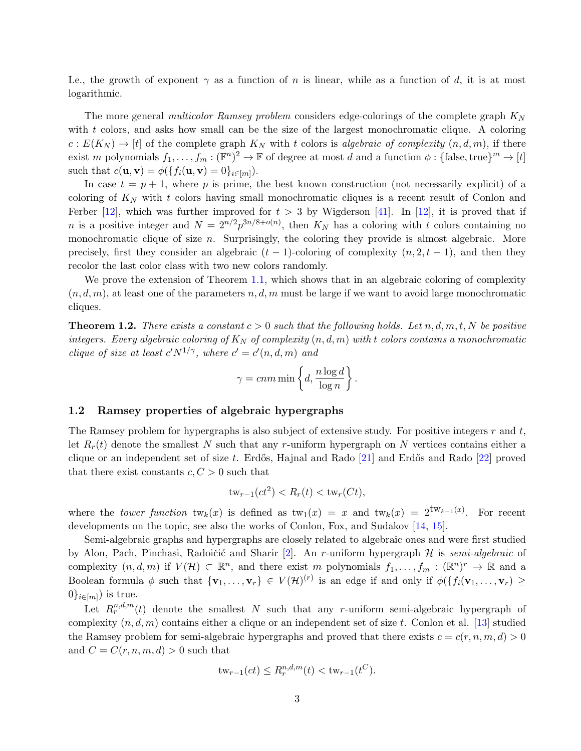I.e., the growth of exponent $\gamma$ as a function of $n$ is linear, while as a function of $d$, it is at most logarithmic.

The more general *multicolor Ramsey problem* considers edge-colorings of the complete graph $K_N$ with $t$ colors, and asks how small can be the size of the largest monochromatic clique. A coloring $c : E(K_N) \to [t]$ of the complete graph $K_N$ with $t$ colors is *algebraic of complexity* $(n, d, m)$, if there exist $m$ polynomials $f_1, \dots, f_m : (\mathbb{F}^n)^2 \to \mathbb{F}$ of degree at most $d$ and a function $\phi : \{\text{false}, \text{true}\}^m \to [t]$ such that $c(\mathbf{u}, \mathbf{v}) = \phi(\{f_i(\mathbf{u}, \mathbf{v}) = 0\}_{i \in [m]})$.

In case $t = p + 1$, where $p$ is prime, the best known construction (not necessarily explicit) of a coloring of $K_N$ with $t$ colors having small monochromatic cliques is a recent result of Conlon and Ferber [12], which was further improved for $t > 3$ by Wigderson [41]. In [12], it is proved that if $n$ is a positive integer and $N = 2^{n/2} p^{3n/8 + o(n)}$, then $K_N$ has a coloring with $t$ colors containing no monochromatic clique of size $n$. Surprisingly, the coloring they provide is almost algebraic. More precisely, first they consider an algebraic $(t-1)$-coloring of complexity $(n, 2, t-1)$, and then they recolor the last color class with two new colors randomly.

We prove the extension of Theorem 1.1, which shows that in an algebraic coloring of complexity $(n, d, m)$, at least one of the parameters $n, d, m$ must be large if we want to avoid large monochromatic cliques.

**Theorem 1.2.** *There exists a constant $c > 0$ such that the following holds. Let $n, d, m, t, N$ be positive integers. Every algebraic coloring of $K_N$ of complexity $(n, d, m)$ with $t$ colors contains a monochromatic clique of size at least $c' N^{1/\gamma}$, where $c' = c'(n, d, m)$ and*

$$\gamma = cnm \min\left\{d, \frac{n \log d}{\log n}\right\}.$$

## 1.2 Ramsey properties of algebraic hypergraphs

The Ramsey problem for hypergraphs is also subject of extensive study. For positive integers $r$ and $t$, let $R_r(t)$ denote the smallest $N$ such that any $r$-uniform hypergraph on $N$ vertices contains either a clique or an independent set of size $t$. Erdős, Hajnal and Rado [21] and Erdős and Rado [22] proved that there exist constants $c, C > 0$ such that

$$\text{tw}_{r-1}(ct^2) < R_r(t) < \text{tw}_r(Ct),$$

where the *tower function* $\text{tw}_k(x)$ is defined as $\text{tw}_1(x) = x$ and $\text{tw}_k(x) = 2^{\text{tw}_{k-1}(x)}$. For recent developments on the topic, see also the works of Conlon, Fox, and Sudakov [14, 15].

Semi-algebraic graphs and hypergraphs are closely related to algebraic ones and were first studied by Alon, Pach, Pinchasi, Radoičić and Sharir [2]. An $r$-uniform hypergraph $\mathcal{H}$ is *semi-algebraic* of complexity $(n, d, m)$ if $V(\mathcal{H}) \subset \mathbb{R}^n$, and there exist $m$ polynomials $f_1, \dots, f_m : (\mathbb{R}^n)^r \to \mathbb{R}$ and a Boolean formula $\phi$ such that $\{\mathbf{v}_1, \dots, \mathbf{v}_r\} \in V(\mathcal{H})^{(r)}$ is an edge if and only if $\phi(\{f_i(\mathbf{v}_1, \dots, \mathbf{v}_r) \geq 0\}_{i \in [m]})$ is true.

Let $R_r^{n,d,m}(t)$ denote the smallest $N$ such that any $r$-uniform semi-algebraic hypergraph of complexity $(n, d, m)$ contains either a clique or an independent set of size $t$. Conlon et al. [13] studied the Ramsey problem for semi-algebraic hypergraphs and proved that there exists $c = c(r, n, m, d) > 0$ and $C = C(r, n, m, d) > 0$ such that

$$\text{tw}_{r-1}(ct) \leq R_r^{n,d,m}(t) < \text{tw}_{r-1}(t^C).$$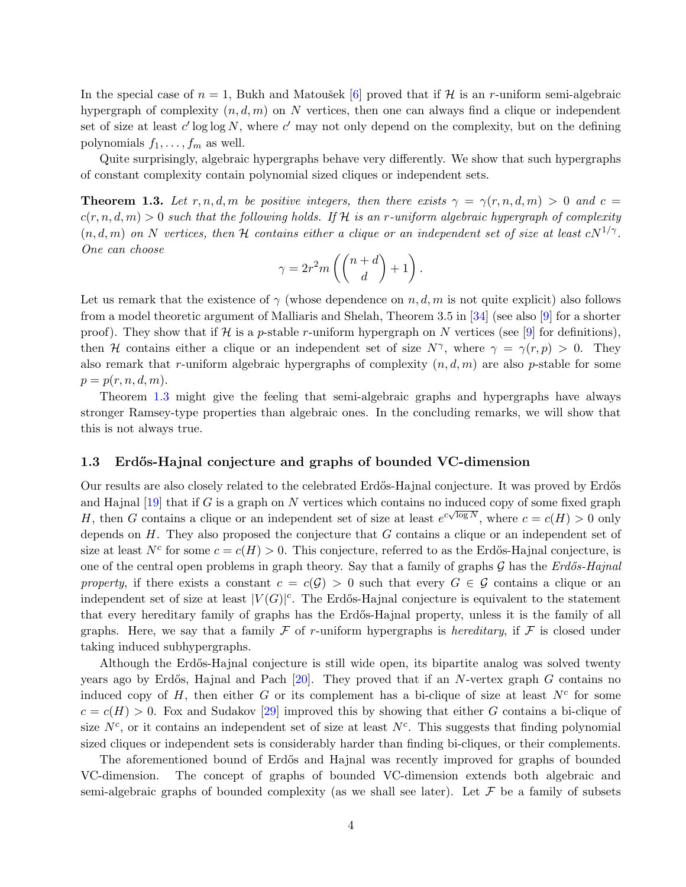In the special case of $n = 1$, Bukh and Matoušek [6] proved that if $\mathcal{H}$ is an $r$-uniform semi-algebraic hypergraph of complexity $(n, d, m)$ on $N$ vertices, then one can always find a clique or independent set of size at least $c' \log\log N$, where $c'$ may not only depend on the complexity, but on the defining polynomials $f_1, \dots, f_m$ as well.

Quite surprisingly, algebraic hypergraphs behave very differently. We show that such hypergraphs of constant complexity contain polynomial sized cliques or independent sets.

**Theorem 1.3.** *Let $r, n, d, m$ be positive integers, then there exists $\gamma = \gamma(r, n, d, m) > 0$ and $c = c(r, n, d, m) > 0$ such that the following holds. If $\mathcal{H}$ is an $r$-uniform algebraic hypergraph of complexity $(n, d, m)$ on $N$ vertices, then $\mathcal{H}$ contains either a clique or an independent set of size at least $cN^{1/\gamma}$. One can choose*

$$\gamma = 2r^2 m \left( \binom{n+d}{d} + 1 \right).$$

Let us remark that the existence of $\gamma$ (whose dependence on $n, d, m$ is not quite explicit) also follows from a model theoretic argument of Malliaris and Shelah, Theorem 3.5 in [34] (see also [9] for a shorter proof). They show that if $\mathcal{H}$ is a $p$-stable $r$-uniform hypergraph on $N$ vertices (see [9] for definitions), then $\mathcal{H}$ contains either a clique or an independent set of size $N^\gamma$, where $\gamma = \gamma(r, p) > 0$. They also remark that $r$-uniform algebraic hypergraphs of complexity $(n, d, m)$ are also $p$-stable for some $p = p(r, n, d, m)$.

Theorem 1.3 might give the feeling that semi-algebraic graphs and hypergraphs have always stronger Ramsey-type properties than algebraic ones. In the concluding remarks, we will show that this is not always true.

### 1.3 Erdős-Hajnal conjecture and graphs of bounded VC-dimension

Our results are also closely related to the celebrated Erdős-Hajnal conjecture. It was proved by Erdős and Hajnal [19] that if $G$ is a graph on $N$ vertices which contains no induced copy of some fixed graph $H$, then $G$ contains a clique or an independent set of size at least $e^{c\sqrt{\log N}}$, where $c = c(H) > 0$ only depends on $H$. They also proposed the conjecture that $G$ contains a clique or an independent set of size at least $N^c$ for some $c = c(H) > 0$. This conjecture, referred to as the Erdős-Hajnal conjecture, is one of the central open problems in graph theory. Say that a family of graphs $\mathcal{G}$ has the *Erdős-Hajnal property*, if there exists a constant $c = c(\mathcal{G}) > 0$ such that every $G \in \mathcal{G}$ contains a clique or an independent set of size at least $|V(G)|^c$. The Erdős-Hajnal conjecture is equivalent to the statement that every hereditary family of graphs has the Erdős-Hajnal property, unless it is the family of all graphs. Here, we say that a family $\mathcal{F}$ of $r$-uniform hypergraphs is *hereditary*, if $\mathcal{F}$ is closed under taking induced subhypergraphs.

Although the Erdős-Hajnal conjecture is still wide open, its bipartite analog was solved twenty years ago by Erdős, Hajnal and Pach [20]. They proved that if an $N$-vertex graph $G$ contains no induced copy of $H$, then either $G$ or its complement has a bi-clique of size at least $N^c$ for some $c = c(H) > 0$. Fox and Sudakov [29] improved this by showing that either $G$ contains a bi-clique of size $N^c$, or it contains an independent set of size at least $N^c$. This suggests that finding polynomial sized cliques or independent sets is considerably harder than finding bi-cliques, or their complements.

The aforementioned bound of Erdős and Hajnal was recently improved for graphs of bounded VC-dimension. The concept of graphs of bounded VC-dimension extends both algebraic and semi-algebraic graphs of bounded complexity (as we shall see later). Let $\mathcal{F}$ be a family of subsets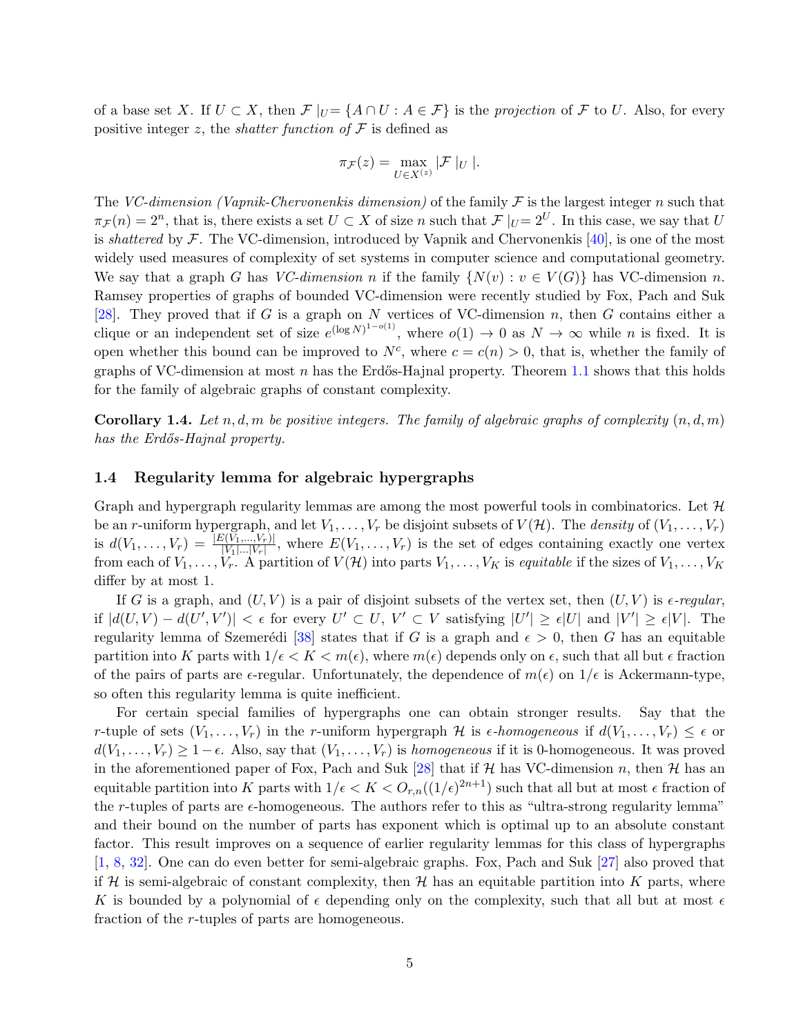of a base set $X$. If $U \subset X$, then $\mathcal{F}|_U = \{A \cap U : A \in \mathcal{F}\}$ is the *projection* of $\mathcal{F}$ to $U$. Also, for every positive integer $z$, the *shatter function of* $\mathcal{F}$ is defined as

$$\pi_{\mathcal{F}}(z) = \max_{U \in X^{(z)}} |\mathcal{F}|_U|.$$

The *VC-dimension (Vapnik-Chervonenkis dimension)* of the family $\mathcal{F}$ is the largest integer $n$ such that $\pi_{\mathcal{F}}(n) = 2^n$, that is, there exists a set $U \subset X$ of size $n$ such that $\mathcal{F}|_U = 2^U$. In this case, we say that $U$ is *shattered* by $\mathcal{F}$. The VC-dimension, introduced by Vapnik and Chervonenkis [40], is one of the most widely used measures of complexity of set systems in computer science and computational geometry. We say that a graph $G$ has *VC-dimension* $n$ if the family $\{N(v) : v \in V(G)\}$ has VC-dimension $n$. Ramsey properties of graphs of bounded VC-dimension were recently studied by Fox, Pach and Suk [28]. They proved that if $G$ is a graph on $N$ vertices of VC-dimension $n$, then $G$ contains either a clique or an independent set of size $e^{(\log N)^{1-o(1)}}$, where $o(1) \to 0$ as $N \to \infty$ while $n$ is fixed. It is open whether this bound can be improved to $N^c$, where $c = c(n) > 0$, that is, whether the family of graphs of VC-dimension at most $n$ has the Erdős-Hajnal property. Theorem 1.1 shows that this holds for the family of algebraic graphs of constant complexity.

**Corollary 1.4.** *Let $n, d, m$ be positive integers. The family of algebraic graphs of complexity $(n, d, m)$ has the Erdős-Hajnal property.*

### 1.4 Regularity lemma for algebraic hypergraphs

Graph and hypergraph regularity lemmas are among the most powerful tools in combinatorics. Let $\mathcal{H}$ be an $r$-uniform hypergraph, and let $V_1, \ldots, V_r$ be disjoint subsets of $V(\mathcal{H})$. The *density* of $(V_1, \ldots, V_r)$ is $d(V_1, \ldots, V_r) = \frac{|E(V_1,\ldots,V_r)|}{|V_1|\ldots|V_r|}$, where $E(V_1, \ldots, V_r)$ is the set of edges containing exactly one vertex from each of $V_1, \ldots, V_r$. A partition of $V(\mathcal{H})$ into parts $V_1, \ldots, V_K$ is *equitable* if the sizes of $V_1, \ldots, V_K$ differ by at most 1.

If $G$ is a graph, and $(U, V)$ is a pair of disjoint subsets of the vertex set, then $(U, V)$ is $\epsilon$-*regular*, if $|d(U, V) - d(U', V')| < \epsilon$ for every $U' \subset U$, $V' \subset V$ satisfying $|U'| \geq \epsilon |U|$ and $|V'| \geq \epsilon |V|$. The regularity lemma of Szemerédi [38] states that if $G$ is a graph and $\epsilon > 0$, then $G$ has an equitable partition into $K$ parts with $1/\epsilon < K < m(\epsilon)$, where $m(\epsilon)$ depends only on $\epsilon$, such that all but $\epsilon$ fraction of the pairs of parts are $\epsilon$-regular. Unfortunately, the dependence of $m(\epsilon)$ on $1/\epsilon$ is Ackermann-type, so often this regularity lemma is quite inefficient.

For certain special families of hypergraphs one can obtain stronger results. Say that the $r$-tuple of sets $(V_1, \ldots, V_r)$ in the $r$-uniform hypergraph $\mathcal{H}$ is $\epsilon$-*homogeneous* if $d(V_1, \ldots, V_r) \leq \epsilon$ or $d(V_1, \ldots, V_r) \geq 1 - \epsilon$. Also, say that $(V_1, \ldots, V_r)$ is *homogeneous* if it is 0-homogeneous. It was proved in the aforementioned paper of Fox, Pach and Suk [28] that if $\mathcal{H}$ has VC-dimension $n$, then $\mathcal{H}$ has an equitable partition into $K$ parts with $1/\epsilon < K < O_{r,n}((1/\epsilon)^{2n+1})$ such that all but at most $\epsilon$ fraction of the $r$-tuples of parts are $\epsilon$-homogeneous. The authors refer to this as "ultra-strong regularity lemma" and their bound on the number of parts has exponent which is optimal up to an absolute constant factor. This result improves on a sequence of earlier regularity lemmas for this class of hypergraphs [1, 8, 32]. One can do even better for semi-algebraic graphs. Fox, Pach and Suk [27] also proved that if $\mathcal{H}$ is semi-algebraic of constant complexity, then $\mathcal{H}$ has an equitable partition into $K$ parts, where $K$ is bounded by a polynomial of $\epsilon$ depending only on the complexity, such that all but at most $\epsilon$ fraction of the $r$-tuples of parts are homogeneous.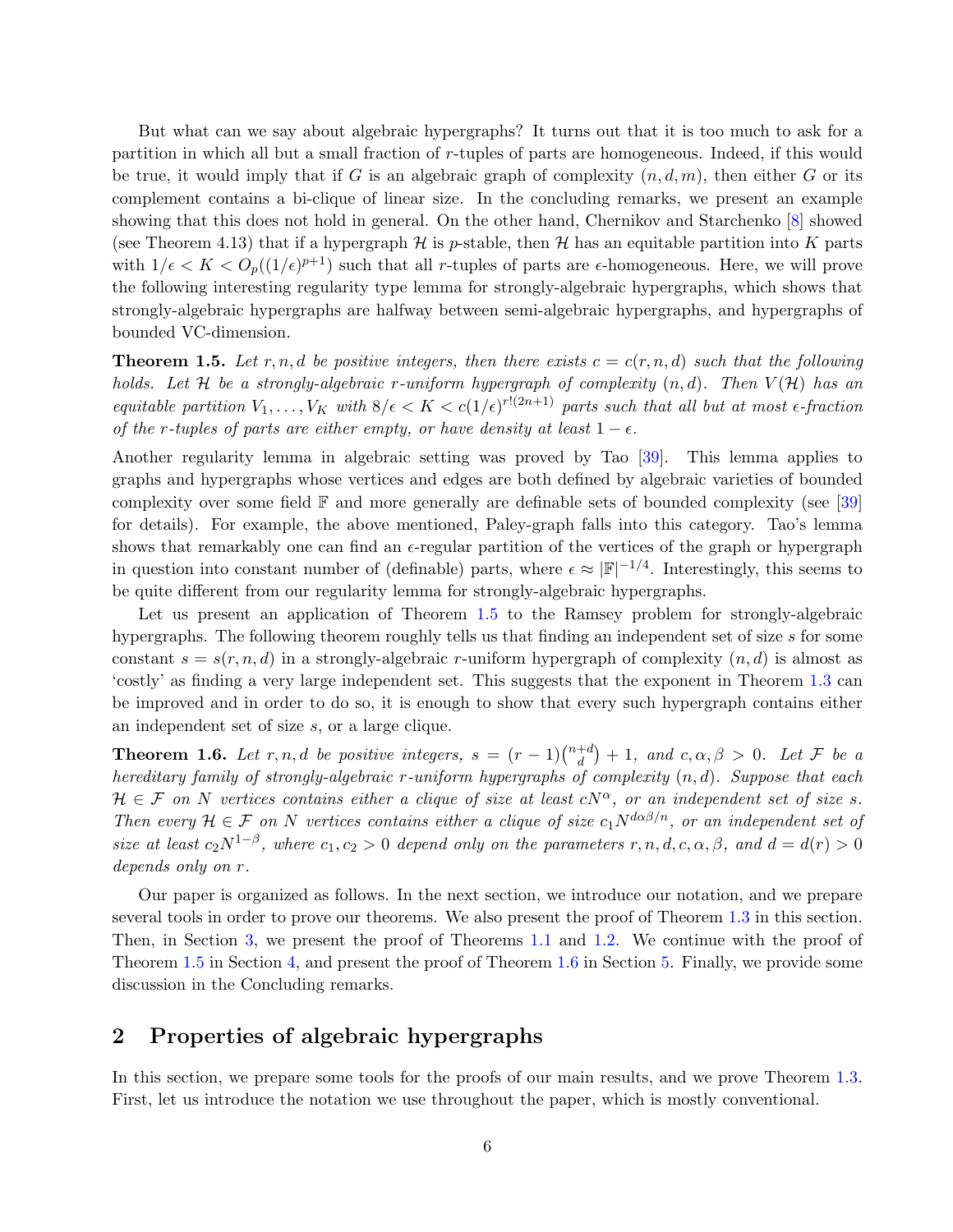But what can we say about algebraic hypergraphs? It turns out that it is too much to ask for a partition in which all but a small fraction of $r$-tuples of parts are homogeneous. Indeed, if this would be true, it would imply that if $G$ is an algebraic graph of complexity $(n, d, m)$, then either $G$ or its complement contains a bi-clique of linear size. In the concluding remarks, we present an example showing that this does not hold in general. On the other hand, Chernikov and Starchenko [8] showed (see Theorem 4.13) that if a hypergraph $\mathcal{H}$ is $p$-stable, then $\mathcal{H}$ has an equitable partition into $K$ parts with $1/\epsilon < K < O_p((1/\epsilon)^{p+1})$ such that all $r$-tuples of parts are $\epsilon$-homogeneous. Here, we will prove the following interesting regularity type lemma for strongly-algebraic hypergraphs, which shows that strongly-algebraic hypergraphs are halfway between semi-algebraic hypergraphs, and hypergraphs of bounded VC-dimension.

**Theorem 1.5.** *Let $r, n, d$ be positive integers, then there exists $c = c(r, n, d)$ such that the following holds. Let $\mathcal{H}$ be a strongly-algebraic $r$-uniform hypergraph of complexity $(n, d)$. Then $V(\mathcal{H})$ has an equitable partition $V_1, \dots, V_K$ with $8/\epsilon < K < c(1/\epsilon)^{r!(2n+1)}$ parts such that all but at most $\epsilon$-fraction of the $r$-tuples of parts are either empty, or have density at least $1 - \epsilon$.*

Another regularity lemma in algebraic setting was proved by Tao [39]. This lemma applies to graphs and hypergraphs whose vertices and edges are both defined by algebraic varieties of bounded complexity over some field $\mathbb{F}$ and more generally are definable sets of bounded complexity (see [39] for details). For example, the above mentioned, Paley-graph falls into this category. Tao's lemma shows that remarkably one can find an $\epsilon$-regular partition of the vertices of the graph or hypergraph in question into constant number of (definable) parts, where $\epsilon \approx |\mathbb{F}|^{-1/4}$. Interestingly, this seems to be quite different from our regularity lemma for strongly-algebraic hypergraphs.

Let us present an application of Theorem 1.5 to the Ramsey problem for strongly-algebraic hypergraphs. The following theorem roughly tells us that finding an independent set of size $s$ for some constant $s = s(r, n, d)$ in a strongly-algebraic $r$-uniform hypergraph of complexity $(n, d)$ is almost as 'costly' as finding a very large independent set. This suggests that the exponent in Theorem 1.3 can be improved and in order to do so, it is enough to show that every such hypergraph contains either an independent set of size $s$, or a large clique.

**Theorem 1.6.** *Let $r, n, d$ be positive integers, $s = (r-1)\binom{n+d}{d} + 1$, and $c, \alpha, \beta > 0$. Let $\mathcal{F}$ be a hereditary family of strongly-algebraic $r$-uniform hypergraphs of complexity $(n, d)$. Suppose that each $\mathcal{H} \in \mathcal{F}$ on $N$ vertices contains either a clique of size at least $cN^{\alpha}$, or an independent set of size $s$. Then every $\mathcal{H} \in \mathcal{F}$ on $N$ vertices contains either a clique of size $c_1 N^{d\alpha\beta/n}$, or an independent set of size at least $c_2 N^{1-\beta}$, where $c_1, c_2 > 0$ depend only on the parameters $r, n, d, c, \alpha, \beta$, and $d = d(r) > 0$ depends only on $r$.*

Our paper is organized as follows. In the next section, we introduce our notation, and we prepare several tools in order to prove our theorems. We also present the proof of Theorem 1.3 in this section. Then, in Section 3, we present the proof of Theorems 1.1 and 1.2. We continue with the proof of Theorem 1.5 in Section 4, and present the proof of Theorem 1.6 in Section 5. Finally, we provide some discussion in the Concluding remarks.

## 2 Properties of algebraic hypergraphs

In this section, we prepare some tools for the proofs of our main results, and we prove Theorem 1.3. First, let us introduce the notation we use throughout the paper, which is mostly conventional.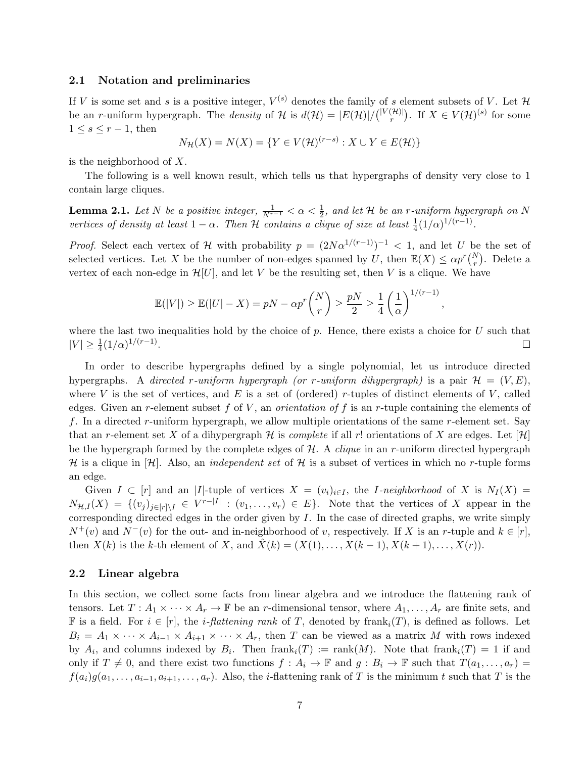### 2.1 Notation and preliminaries

If $V$ is some set and $s$ is a positive integer, $V^{(s)}$ denotes the family of $s$ element subsets of $V$. Let $\mathcal{H}$ be an $r$-uniform hypergraph. The *density* of $\mathcal{H}$ is $d(\mathcal{H}) = |E(\mathcal{H})|/\binom{|V(\mathcal{H})|}{r}$. If $X \in V(\mathcal{H})^{(s)}$ for some $1 \leq s \leq r-1$, then

$$N_{\mathcal{H}}(X) = N(X) = \{Y \in V(\mathcal{H})^{(r-s)} : X \cup Y \in E(\mathcal{H})\}$$

is the neighborhood of $X$.

The following is a well known result, which tells us that hypergraphs of density very close to 1 contain large cliques.

**Lemma 2.1.** *Let $N$ be a positive integer, $\frac{1}{N^{r-1}} < \alpha < \frac{1}{2}$, and let $\mathcal{H}$ be an $r$-uniform hypergraph on $N$ vertices of density at least $1-\alpha$. Then $\mathcal{H}$ contains a clique of size at least $\frac{1}{4}(1/\alpha)^{1/(r-1)}$.*

*Proof.* Select each vertex of $\mathcal{H}$ with probability $p = (2N\alpha^{1/(r-1)})^{-1} < 1$, and let $U$ be the set of selected vertices. Let $X$ be the number of non-edges spanned by $U$, then $\mathbb{E}(X) \leq \alpha p^r \binom{N}{r}$. Delete a vertex of each non-edge in $\mathcal{H}[U]$, and let $V$ be the resulting set, then $V$ is a clique. We have

$$\mathbb{E}(|V|) \geq \mathbb{E}(|U| - X) = pN - \alpha p^r \binom{N}{r} \geq \frac{pN}{2} \geq \frac{1}{4}\left(\frac{1}{\alpha}\right)^{1/(r-1)},$$

where the last two inequalities hold by the choice of $p$. Hence, there exists a choice for $U$ such that $|V| \geq \frac{1}{4}(1/\alpha)^{1/(r-1)}$. $\square$

In order to describe hypergraphs defined by a single polynomial, let us introduce directed hypergraphs. A *directed $r$-uniform hypergraph (or $r$-uniform dihypergraph)* is a pair $\mathcal{H} = (V, E)$, where $V$ is the set of vertices, and $E$ is a set of (ordered) $r$-tuples of distinct elements of $V$, called edges. Given an $r$-element subset $f$ of $V$, an *orientation of* $f$ is an $r$-tuple containing the elements of $f$. In a directed $r$-uniform hypergraph, we allow multiple orientations of the same $r$-element set. Say that an $r$-element set $X$ of a dihypergraph $\mathcal{H}$ is *complete* if all $r!$ orientations of $X$ are edges. Let $[\mathcal{H}]$ be the hypergraph formed by the complete edges of $\mathcal{H}$. A *clique* in an $r$-uniform directed hypergraph $\mathcal{H}$ is a clique in $[\mathcal{H}]$. Also, an *independent set* of $\mathcal{H}$ is a subset of vertices in which no $r$-tuple forms an edge.

Given $I \subset [r]$ and an $|I|$-tuple of vertices $X = (v_i)_{i\in I}$, the *$I$-neighborhood* of $X$ is $N_I(X) = N_{\mathcal{H},I}(X) = \{(v_j)_{j\in[r]\setminus I} \in V^{r-|I|} : (v_1, \dots, v_r) \in E\}$. Note that the vertices of $X$ appear in the corresponding directed edges in the order given by $I$. In the case of directed graphs, we write simply $N^+(v)$ and $N^-(v)$ for the out- and in-neighborhood of $v$, respectively. If $X$ is an $r$-tuple and $k \in [r]$, then $X(k)$ is the $k$-th element of $X$, and $\hat{X}(k) = (X(1), \dots, X(k-1), X(k+1), \dots, X(r))$.

### 2.2 Linear algebra

In this section, we collect some facts from linear algebra and we introduce the flattening rank of tensors. Let $T : A_1 \times \cdots \times A_r \to \mathbb{F}$ be an $r$-dimensional tensor, where $A_1, \dots, A_r$ are finite sets, and $\mathbb{F}$ is a field. For $i \in [r]$, the *$i$-flattening rank* of $T$, denoted by $\text{frank}_i(T)$, is defined as follows. Let $B_i = A_1 \times \cdots \times A_{i-1} \times A_{i+1} \times \cdots \times A_r$, then $T$ can be viewed as a matrix $M$ with rows indexed by $A_i$, and columns indexed by $B_i$. Then $\text{frank}_i(T) := \text{rank}(M)$. Note that $\text{frank}_i(T) = 1$ if and only if $T \neq 0$, and there exist two functions $f : A_i \to \mathbb{F}$ and $g : B_i \to \mathbb{F}$ such that $T(a_1, \dots, a_r) = f(a_i)g(a_1, \dots, a_{i-1}, a_{i+1}, \dots, a_r)$. Also, the $i$-flattening rank of $T$ is the minimum $t$ such that $T$ is the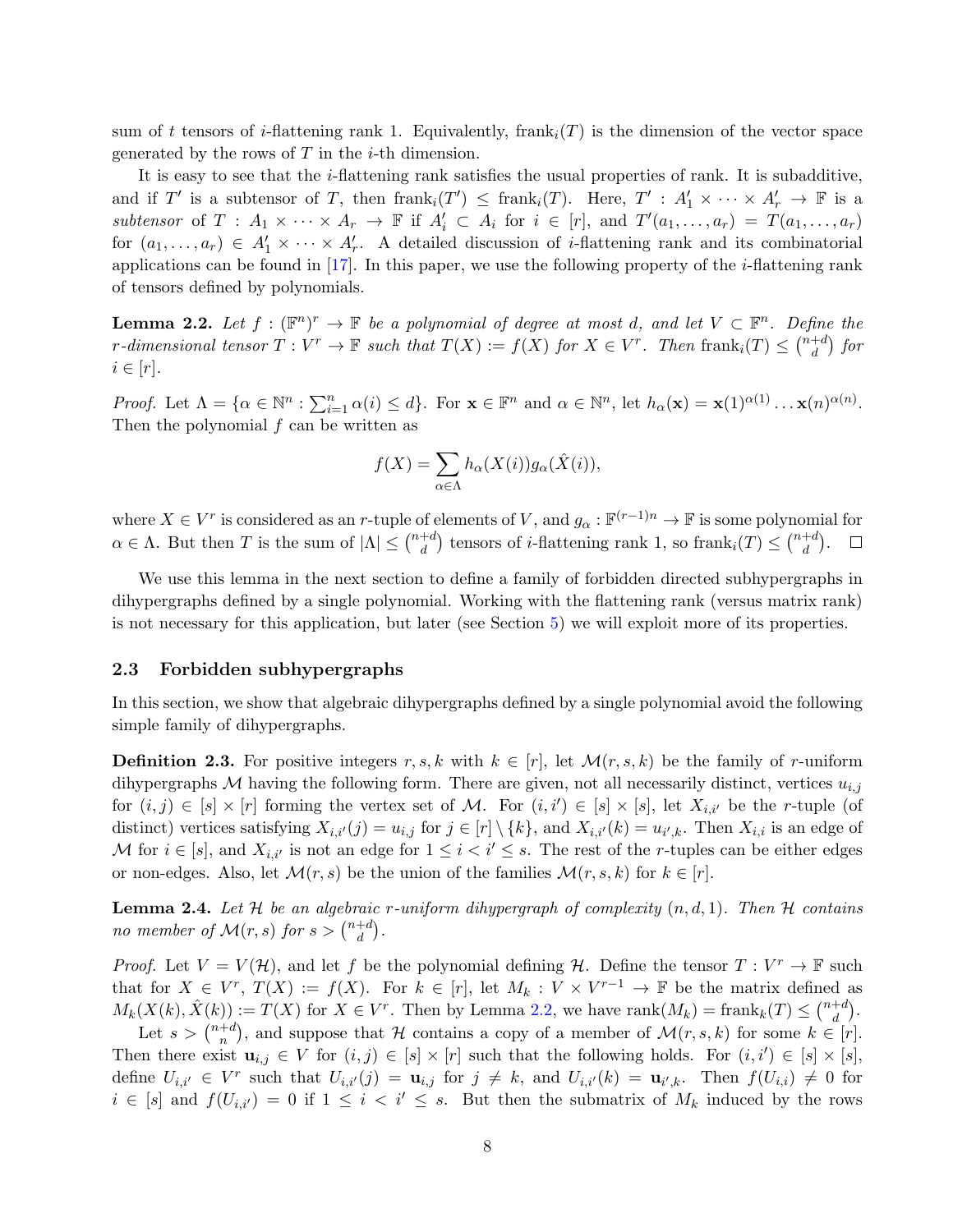sum of $t$ tensors of $i$-flattening rank 1. Equivalently, $\text{frank}_i(T)$ is the dimension of the vector space generated by the rows of $T$ in the $i$-th dimension.

It is easy to see that the $i$-flattening rank satisfies the usual properties of rank. It is subadditive, and if $T'$ is a subtensor of $T$, then $\text{frank}_i(T') \leq \text{frank}_i(T)$. Here, $T' : A'_1 \times \cdots \times A'_r \to \mathbb{F}$ is a *subtensor* of $T : A_1 \times \cdots \times A_r \to \mathbb{F}$ if $A'_i \subset A_i$ for $i \in [r]$, and $T'(a_1, \dots, a_r) = T(a_1, \dots, a_r)$ for $(a_1, \dots, a_r) \in A'_1 \times \cdots \times A'_r$. A detailed discussion of $i$-flattening rank and its combinatorial applications can be found in [17]. In this paper, we use the following property of the $i$-flattening rank of tensors defined by polynomials.

**Lemma 2.2.** *Let $f : (\mathbb{F}^n)^r \to \mathbb{F}$ be a polynomial of degree at most $d$, and let $V \subset \mathbb{F}^n$. Define the $r$-dimensional tensor $T : V^r \to \mathbb{F}$ such that $T(X) := f(X)$ for $X \in V^r$. Then $\text{frank}_i(T) \leq \binom{n+d}{d}$ for $i \in [r]$.*

*Proof.* Let $\Lambda = \{\alpha \in \mathbb{N}^n : \sum_{i=1}^n \alpha(i) \leq d\}$. For $\mathbf{x} \in \mathbb{F}^n$ and $\alpha \in \mathbb{N}^n$, let $h_\alpha(\mathbf{x}) = \mathbf{x}(1)^{\alpha(1)} \dots \mathbf{x}(n)^{\alpha(n)}$. Then the polynomial $f$ can be written as

$$f(X) = \sum_{\alpha \in \Lambda} h_\alpha(X(i)) g_\alpha(\hat{X}(i)),$$

where $X \in V^r$ is considered as an $r$-tuple of elements of $V$, and $g_\alpha : \mathbb{F}^{(r-1)n} \to \mathbb{F}$ is some polynomial for $\alpha \in \Lambda$. But then $T$ is the sum of $|\Lambda| \leq \binom{n+d}{d}$ tensors of $i$-flattening rank 1, so $\text{frank}_i(T) \leq \binom{n+d}{d}$. $\square$

We use this lemma in the next section to define a family of forbidden directed subhypergraphs in dihypergraphs defined by a single polynomial. Working with the flattening rank (versus matrix rank) is not necessary for this application, but later (see Section 5) we will exploit more of its properties.

### 2.3 Forbidden subhypergraphs

In this section, we show that algebraic dihypergraphs defined by a single polynomial avoid the following simple family of dihypergraphs.

**Definition 2.3.** For positive integers $r, s, k$ with $k \in [r]$, let $\mathcal{M}(r, s, k)$ be the family of $r$-uniform dihypergraphs $\mathcal{M}$ having the following form. There are given, not all necessarily distinct, vertices $u_{i,j}$ for $(i, j) \in [s] \times [r]$ forming the vertex set of $\mathcal{M}$. For $(i, i') \in [s] \times [s]$, let $X_{i,i'}$ be the $r$-tuple (of distinct) vertices satisfying $X_{i,i'}(j) = u_{i,j}$ for $j \in [r] \setminus \{k\}$, and $X_{i,i'}(k) = u_{i',k}$. Then $X_{i,i}$ is an edge of $\mathcal{M}$ for $i \in [s]$, and $X_{i,i'}$ is not an edge for $1 \leq i < i' \leq s$. The rest of the $r$-tuples can be either edges or non-edges. Also, let $\mathcal{M}(r, s)$ be the union of the families $\mathcal{M}(r, s, k)$ for $k \in [r]$.

**Lemma 2.4.** *Let $\mathcal{H}$ be an algebraic $r$-uniform dihypergraph of complexity $(n, d, 1)$. Then $\mathcal{H}$ contains no member of $\mathcal{M}(r, s)$ for $s > \binom{n+d}{d}$.*

*Proof.* Let $V = V(\mathcal{H})$, and let $f$ be the polynomial defining $\mathcal{H}$. Define the tensor $T : V^r \to \mathbb{F}$ such that for $X \in V^r$, $T(X) := f(X)$. For $k \in [r]$, let $M_k : V \times V^{r-1} \to \mathbb{F}$ be the matrix defined as $M_k(X(k), \hat{X}(k)) := T(X)$ for $X \in V^r$. Then by Lemma 2.2, we have $\text{rank}(M_k) = \text{frank}_k(T) \leq \binom{n+d}{d}$.

Let $s > \binom{n+d}{n}$, and suppose that $\mathcal{H}$ contains a copy of a member of $\mathcal{M}(r, s, k)$ for some $k \in [r]$. Then there exist $\mathbf{u}_{i,j} \in V$ for $(i, j) \in [s] \times [r]$ such that the following holds. For $(i, i') \in [s] \times [s]$, define $U_{i,i'} \in V^r$ such that $U_{i,i'}(j) = \mathbf{u}_{i,j}$ for $j \neq k$, and $U_{i,i'}(k) = \mathbf{u}_{i',k}$. Then $f(U_{i,i}) \neq 0$ for $i \in [s]$ and $f(U_{i,i'}) = 0$ if $1 \leq i < i' \leq s$. But then the submatrix of $M_k$ induced by the rows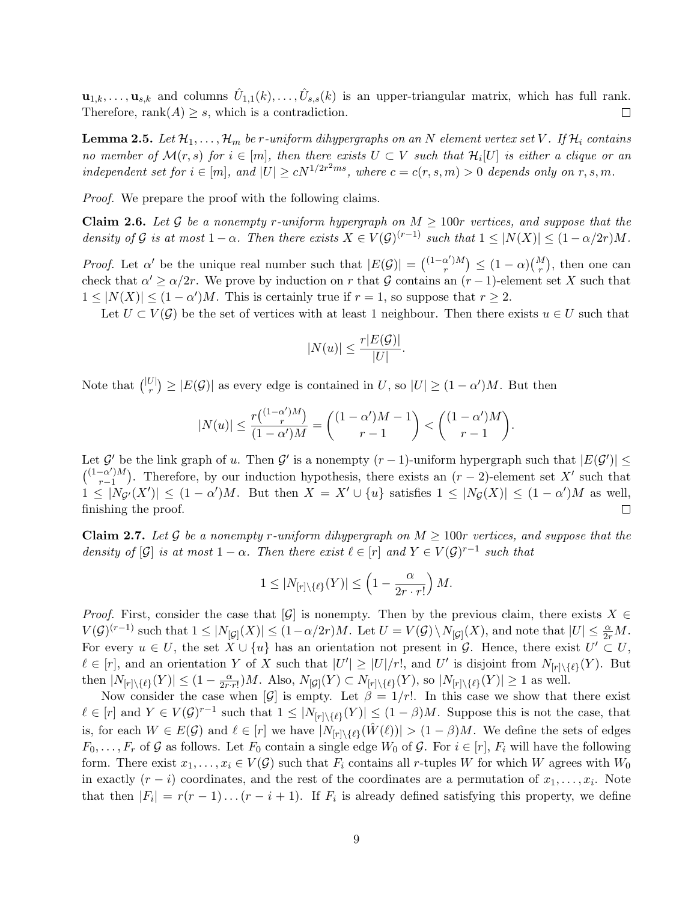$\mathbf{u}_{1,k}, \ldots, \mathbf{u}_{s,k}$ and columns $\hat{U}_{1,1}(k), \ldots, \hat{U}_{s,s}(k)$ is an upper-triangular matrix, which has full rank. Therefore, $\text{rank}(A) \geq s$, which is a contradiction. $\square$

**Lemma 2.5.** *Let $\mathcal{H}_1, \ldots, \mathcal{H}_m$ be $r$-uniform dihypergraphs on an $N$ element vertex set $V$. If $\mathcal{H}_i$ contains no member of $\mathcal{M}(r,s)$ for $i \in [m]$, then there exists $U \subset V$ such that $\mathcal{H}_i[U]$ is either a clique or an independent set for $i \in [m]$, and $|U| \geq cN^{1/2r^2ms}$, where $c = c(r,s,m) > 0$ depends only on $r, s, m$.*

*Proof.* We prepare the proof with the following claims.

**Claim 2.6.** *Let $\mathcal{G}$ be a nonempty $r$-uniform hypergraph on $M \geq 100r$ vertices, and suppose that the density of $\mathcal{G}$ is at most $1-\alpha$. Then there exists $X \in V(\mathcal{G})^{(r-1)}$ such that $1 \leq |N(X)| \leq (1-\alpha/2r)M$.*

*Proof.* Let $\alpha'$ be the unique real number such that $|E(\mathcal{G})| = \binom{(1-\alpha')M}{r} \leq (1-\alpha)\binom{M}{r}$, then one can check that $\alpha' \geq \alpha/2r$. We prove by induction on $r$ that $\mathcal{G}$ contains an $(r-1)$-element set $X$ such that $1 \leq |N(X)| \leq (1-\alpha')M$. This is certainly true if $r=1$, so suppose that $r \geq 2$.

Let $U \subset V(\mathcal{G})$ be the set of vertices with at least 1 neighbour. Then there exists $u \in U$ such that

$$|N(u)| \leq \frac{r|E(\mathcal{G})|}{|U|}.$$

Note that $\binom{|U|}{r} \geq |E(\mathcal{G})|$ as every edge is contained in $U$, so $|U| \geq (1-\alpha')M$. But then

$$|N(u)| \leq \frac{r\binom{(1-\alpha')M}{r}}{(1-\alpha')M} = \binom{(1-\alpha')M-1}{r-1} < \binom{(1-\alpha')M}{r-1}.$$

Let $\mathcal{G}'$ be the link graph of $u$. Then $\mathcal{G}'$ is a nonempty $(r-1)$-uniform hypergraph such that $|E(\mathcal{G}')| \leq \binom{(1-\alpha')M}{r-1}$. Therefore, by our induction hypothesis, there exists an $(r-2)$-element set $X'$ such that $1 \leq |N_{\mathcal{G}'}(X')| \leq (1-\alpha')M$. But then $X = X' \cup \{u\}$ satisfies $1 \leq |N_{\mathcal{G}}(X)| \leq (1-\alpha')M$ as well, finishing the proof. $\square$

**Claim 2.7.** *Let $\mathcal{G}$ be a nonempty $r$-uniform dihypergraph on $M \geq 100r$ vertices, and suppose that the density of $[\mathcal{G}]$ is at most $1-\alpha$. Then there exist $\ell \in [r]$ and $Y \in V(\mathcal{G})^{r-1}$ such that*

$$1 \leq |N_{[r]\setminus\{\ell\}}(Y)| \leq \left(1 - \frac{\alpha}{2r \cdot r!}\right)M.$$

*Proof.* First, consider the case that $[\mathcal{G}]$ is nonempty. Then by the previous claim, there exists $X \in V(\mathcal{G})^{(r-1)}$ such that $1 \leq |N_{[\mathcal{G}]}(X)| \leq (1-\alpha/2r)M$. Let $U = V(\mathcal{G}) \setminus N_{[\mathcal{G}]}(X)$, and note that $|U| \leq \frac{\alpha}{2r}M$. For every $u \in U$, the set $X \cup \{u\}$ has an orientation not present in $\mathcal{G}$. Hence, there exist $U' \subset U$, $\ell \in [r]$, and an orientation $Y$ of $X$ such that $|U'| \geq |U|/r!$, and $U'$ is disjoint from $N_{[r]\setminus\{\ell\}}(Y)$. But then $|N_{[r]\setminus\{\ell\}}(Y)| \leq (1-\frac{\alpha}{2r \cdot r!})M$. Also, $N_{[\mathcal{G}]}(Y) \subset N_{[r]\setminus\{\ell\}}(Y)$, so $|N_{[r]\setminus\{\ell\}}(Y)| \geq 1$ as well.

Now consider the case when $[\mathcal{G}]$ is empty. Let $\beta = 1/r!$. In this case we show that there exist $\ell \in [r]$ and $Y \in V(\mathcal{G})^{r-1}$ such that $1 \leq |N_{[r]\setminus\{\ell\}}(Y)| \leq (1-\beta)M$. Suppose this is not the case, that is, for each $W \in E(\mathcal{G})$ and $\ell \in [r]$ we have $|N_{[r]\setminus\{\ell\}}(\hat{W}(\ell))| > (1-\beta)M$. We define the sets of edges $F_0, \ldots, F_r$ of $\mathcal{G}$ as follows. Let $F_0$ contain a single edge $W_0$ of $\mathcal{G}$. For $i \in [r]$, $F_i$ will have the following form. There exist $x_1, \ldots, x_i \in V(\mathcal{G})$ such that $F_i$ contains all $r$-tuples $W$ for which $W$ agrees with $W_0$ in exactly $(r-i)$ coordinates, and the rest of the coordinates are a permutation of $x_1, \ldots, x_i$. Note that then $|F_i| = r(r-1)\ldots(r-i+1)$. If $F_i$ is already defined satisfying this property, we define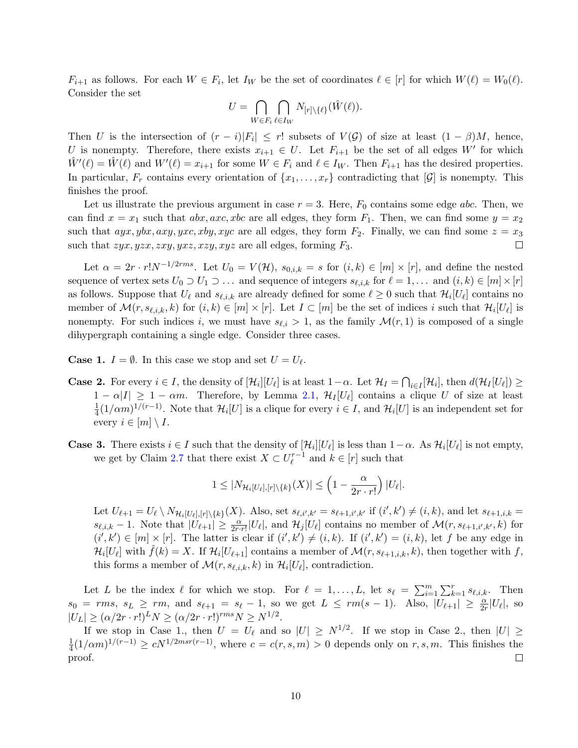$F_{i+1}$ as follows. For each $W \in F_i$, let $I_W$ be the set of coordinates $\ell \in [r]$ for which $W(\ell) = W_0(\ell)$. Consider the set

$$U = \bigcap_{W \in F_i} \bigcap_{\ell \in I_W} N_{[r]\setminus\{\ell\}}(\hat{W}(\ell)).$$

Then $U$ is the intersection of $(r-i)|F_i| \leq r!$ subsets of $V(\mathcal{G})$ of size at least $(1-\beta)M$, hence, $U$ is nonempty. Therefore, there exists $x_{i+1} \in U$. Let $F_{i+1}$ be the set of all edges $W'$ for which $\hat{W}'(\ell) = \hat{W}(\ell)$ and $W'(\ell) = x_{i+1}$ for some $W \in F_i$ and $\ell \in I_W$. Then $F_{i+1}$ has the desired properties. In particular, $F_r$ contains every orientation of $\{x_1, \dots, x_r\}$ contradicting that $[\mathcal{G}]$ is nonempty. This finishes the proof.

Let us illustrate the previous argument in case $r = 3$. Here, $F_0$ contains some edge $abc$. Then, we can find $x = x_1$ such that $abx, axc, xbc$ are all edges, they form $F_1$. Then, we can find some $y = x_2$ such that $ayx, ybx, axy, yxc, xby, xyc$ are all edges, they form $F_2$. Finally, we can find some $z = x_3$ such that $zyx, yzx, zxy, yxz, xzy, xyz$ are all edges, forming $F_3$. □

Let $\alpha = 2r \cdot r! N^{-1/2rms}$. Let $U_0 = V(\mathcal{H})$, $s_{0,i,k} = s$ for $(i,k) \in [m] \times [r]$, and define the nested sequence of vertex sets $U_0 \supset U_1 \supset \dots$ and sequence of integers $s_{\ell,i,k}$ for $\ell = 1, \dots$ and $(i,k) \in [m] \times [r]$ as follows. Suppose that $U_\ell$ and $s_{\ell,i,k}$ are already defined for some $\ell \geq 0$ such that $\mathcal{H}_i[U_\ell]$ contains no member of $\mathcal{M}(r, s_{\ell,i,k}, k)$ for $(i,k) \in [m] \times [r]$. Let $I \subset [m]$ be the set of indices $i$ such that $\mathcal{H}_i[U_\ell]$ is nonempty. For such indices $i$, we must have $s_{\ell,i} > 1$, as the family $\mathcal{M}(r, 1)$ is composed of a single dihypergraph containing a single edge. Consider three cases.

**Case 1.** $I = \emptyset$. In this case we stop and set $U = U_\ell$.

**Case 2.** For every $i \in I$, the density of $[\mathcal{H}_i][U_\ell]$ is at least $1 - \alpha$. Let $\mathcal{H}_I = \bigcap_{i \in I}[\mathcal{H}_i]$, then $d(\mathcal{H}_I[U_\ell]) \geq 1 - \alpha|I| \geq 1 - \alpha m$. Therefore, by Lemma 2.1, $\mathcal{H}_I[U_\ell]$ contains a clique $U$ of size at least $\frac{1}{4}(1/\alpha m)^{1/(r-1)}$. Note that $\mathcal{H}_i[U]$ is a clique for every $i \in I$, and $\mathcal{H}_i[U]$ is an independent set for every $i \in [m] \setminus I$.

**Case 3.** There exists $i \in I$ such that the density of $[\mathcal{H}_i][U_\ell]$ is less than $1 - \alpha$. As $\mathcal{H}_i[U_\ell]$ is not empty, we get by Claim 2.7 that there exist $X \subset U_\ell^{r-1}$ and $k \in [r]$ such that

$$1 \leq |N_{\mathcal{H}_i[U_\ell],[r]\setminus\{k\}}(X)| \leq \left(1 - \frac{\alpha}{2r \cdot r!}\right)|U_\ell|.$$

Let $U_{\ell+1} = U_\ell \setminus N_{\mathcal{H}_i[U_\ell],[r]\setminus\{k\}}(X)$. Also, set $s_{\ell,i',k'} = s_{\ell+1,i',k'}$ if $(i',k') \neq (i,k)$, and let $s_{\ell+1,i,k} = s_{\ell,i,k} - 1$. Note that $|U_{\ell+1}| \geq \frac{\alpha}{2r \cdot r!}|U_\ell|$, and $\mathcal{H}_j[U_\ell]$ contains no member of $\mathcal{M}(r, s_{\ell+1,i',k'}, k)$ for $(i',k') \in [m] \times [r]$. The latter is clear if $(i',k') \neq (i,k)$. If $(i',k') = (i,k)$, let $f$ be any edge in $\mathcal{H}_i[U_\ell]$ with $\hat{f}(k) = X$. If $\mathcal{H}_i[U_{\ell+1}]$ contains a member of $\mathcal{M}(r, s_{\ell+1,i,k}, k)$, then together with $f$, this forms a member of $\mathcal{M}(r, s_{\ell,i,k}, k)$ in $\mathcal{H}_i[U_\ell]$, contradiction.

Let $L$ be the index $\ell$ for which we stop. For $\ell = 1, \dots, L$, let $s_\ell = \sum_{i=1}^m \sum_{k=1}^r s_{\ell,i,k}$. Then $s_0 = rms$, $s_L \geq rm$, and $s_{\ell+1} = s_\ell - 1$, so we get $L \leq rm(s-1)$. Also, $|U_{\ell+1}| \geq \frac{\alpha}{2r}|U_\ell|$, so $|U_L| \geq (\alpha/2r \cdot r!)^L N \geq (\alpha/2r \cdot r!)^{rms} N \geq N^{1/2}$.

If we stop in Case 1., then $U = U_\ell$ and so $|U| \geq N^{1/2}$. If we stop in Case 2., then $|U| \geq \frac{1}{4}(1/\alpha m)^{1/(r-1)} \geq cN^{1/2msr(r-1)}$, where $c = c(r,s,m) > 0$ depends only on $r, s, m$. This finishes the proof. □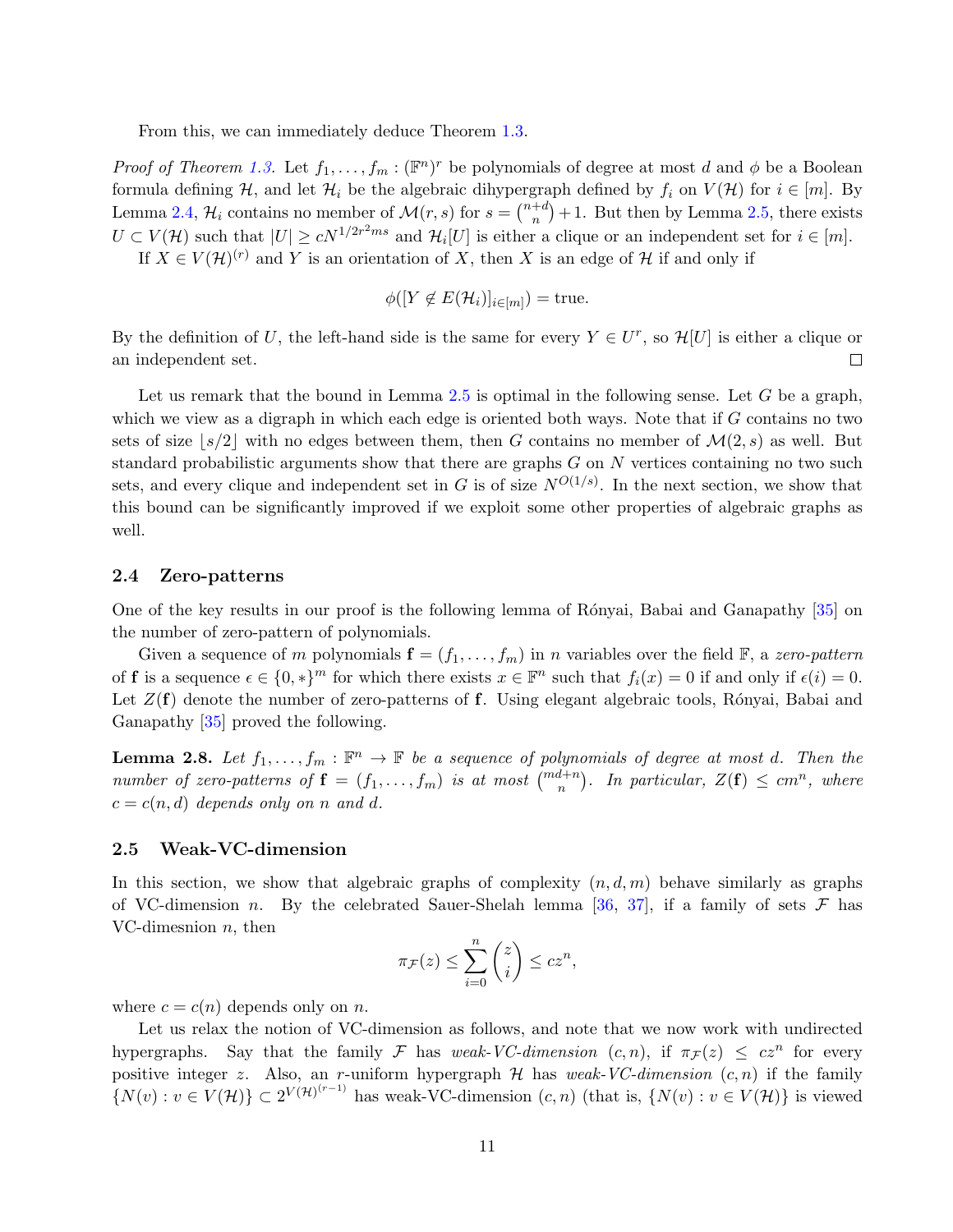From this, we can immediately deduce Theorem 1.3.

*Proof of Theorem 1.3.* Let $f_1, \dots, f_m : (\mathbb{F}^n)^r$ be polynomials of degree at most $d$ and $\phi$ be a Boolean formula defining $\mathcal{H}$, and let $\mathcal{H}_i$ be the algebraic dihypergraph defined by $f_i$ on $V(\mathcal{H})$ for $i \in [m]$. By Lemma 2.4, $\mathcal{H}_i$ contains no member of $\mathcal{M}(r,s)$ for $s = \binom{n+d}{n} + 1$. But then by Lemma 2.5, there exists $U \subset V(\mathcal{H})$ such that $|U| \geq cN^{1/2r^2ms}$ and $\mathcal{H}_i[U]$ is either a clique or an independent set for $i \in [m]$.

If $X \in V(\mathcal{H})^{(r)}$ and $Y$ is an orientation of $X$, then $X$ is an edge of $\mathcal{H}$ if and only if

$$\phi([Y \notin E(\mathcal{H}_i)]_{i \in [m]}) = \text{true}.$$

By the definition of $U$, the left-hand side is the same for every $Y \in U^r$, so $\mathcal{H}[U]$ is either a clique or an independent set. $\square$

Let us remark that the bound in Lemma 2.5 is optimal in the following sense. Let $G$ be a graph, which we view as a digraph in which each edge is oriented both ways. Note that if $G$ contains no two sets of size $\lfloor s/2 \rfloor$ with no edges between them, then $G$ contains no member of $\mathcal{M}(2,s)$ as well. But standard probabilistic arguments show that there are graphs $G$ on $N$ vertices containing no two such sets, and every clique and independent set in $G$ is of size $N^{O(1/s)}$. In the next section, we show that this bound can be significantly improved if we exploit some other properties of algebraic graphs as well.

### 2.4 Zero-patterns

One of the key results in our proof is the following lemma of Rónyai, Babai and Ganapathy [35] on the number of zero-pattern of polynomials.

Given a sequence of $m$ polynomials $\mathbf{f} = (f_1, \dots, f_m)$ in $n$ variables over the field $\mathbb{F}$, a *zero-pattern* of $\mathbf{f}$ is a sequence $\epsilon \in \{0, *\}^m$ for which there exists $x \in \mathbb{F}^n$ such that $f_i(x) = 0$ if and only if $\epsilon(i) = 0$. Let $Z(\mathbf{f})$ denote the number of zero-patterns of $\mathbf{f}$. Using elegant algebraic tools, Rónyai, Babai and Ganapathy [35] proved the following.

**Lemma 2.8.** *Let $f_1, \dots, f_m : \mathbb{F}^n \to \mathbb{F}$ be a sequence of polynomials of degree at most $d$. Then the number of zero-patterns of $\mathbf{f} = (f_1, \dots, f_m)$ is at most $\binom{md+n}{n}$. In particular, $Z(\mathbf{f}) \leq cm^n$, where $c = c(n,d)$ depends only on $n$ and $d$.*

### 2.5 Weak-VC-dimension

In this section, we show that algebraic graphs of complexity $(n,d,m)$ behave similarly as graphs of VC-dimension $n$. By the celebrated Sauer-Shelah lemma [36, 37], if a family of sets $\mathcal{F}$ has VC-dimesnion $n$, then

$$\pi_{\mathcal{F}}(z) \leq \sum_{i=0}^{n} \binom{z}{i} \leq cz^n,$$

where $c = c(n)$ depends only on $n$.

Let us relax the notion of VC-dimension as follows, and note that we now work with undirected hypergraphs. Say that the family $\mathcal{F}$ has *weak-VC-dimension* $(c,n)$, if $\pi_{\mathcal{F}}(z) \leq cz^n$ for every positive integer $z$. Also, an $r$-uniform hypergraph $\mathcal{H}$ has *weak-VC-dimension* $(c,n)$ if the family $\{N(v) : v \in V(\mathcal{H})\} \subset 2^{V(\mathcal{H})^{(r-1)}}$ has weak-VC-dimension $(c,n)$ (that is, $\{N(v) : v \in V(\mathcal{H})\}$ is viewed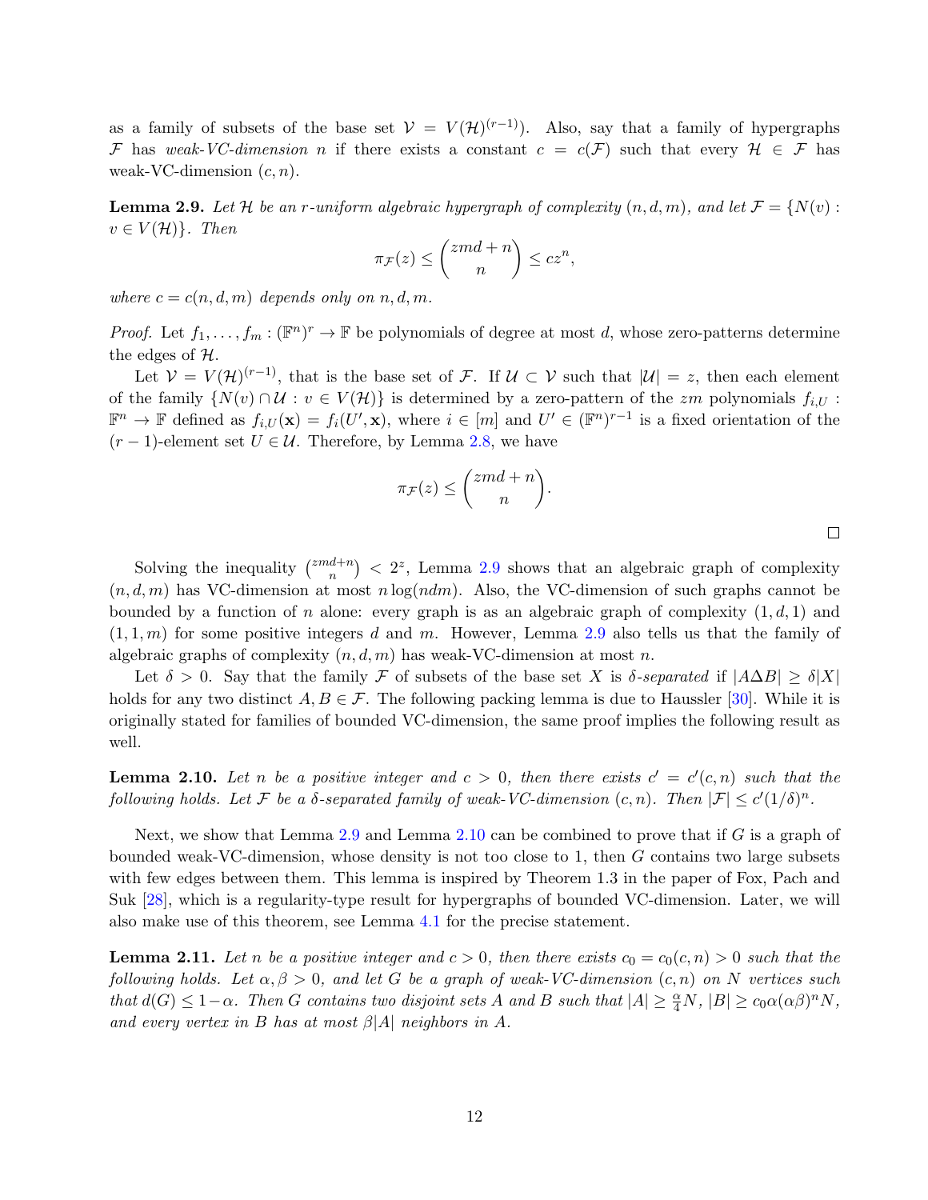as a family of subsets of the base set $\mathcal{V} = V(\mathcal{H})^{(r-1)}$). Also, say that a family of hypergraphs $\mathcal{F}$ has *weak-VC-dimension* $n$ if there exists a constant $c = c(\mathcal{F})$ such that every $\mathcal{H} \in \mathcal{F}$ has weak-VC-dimension $(c, n)$.

**Lemma 2.9.** *Let $\mathcal{H}$ be an $r$-uniform algebraic hypergraph of complexity $(n, d, m)$, and let $\mathcal{F} = \{N(v) : v \in V(\mathcal{H})\}$. Then*

$$\pi_{\mathcal{F}}(z) \leq \binom{zmd + n}{n} \leq cz^n,$$

*where $c = c(n, d, m)$ depends only on $n, d, m$.*

*Proof.* Let $f_1, \ldots, f_m : (\mathbb{F}^n)^r \to \mathbb{F}$ be polynomials of degree at most $d$, whose zero-patterns determine the edges of $\mathcal{H}$.

Let $\mathcal{V} = V(\mathcal{H})^{(r-1)}$, that is the base set of $\mathcal{F}$. If $\mathcal{U} \subset \mathcal{V}$ such that $|\mathcal{U}| = z$, then each element of the family $\{N(v) \cap \mathcal{U} : v \in V(\mathcal{H})\}$ is determined by a zero-pattern of the $zm$ polynomials $f_{i,U} : \mathbb{F}^n \to \mathbb{F}$ defined as $f_{i,U}(\mathbf{x}) = f_i(U', \mathbf{x})$, where $i \in [m]$ and $U' \in (\mathbb{F}^n)^{r-1}$ is a fixed orientation of the $(r-1)$-element set $U \in \mathcal{U}$. Therefore, by Lemma 2.8, we have

$$\pi_{\mathcal{F}}(z) \leq \binom{zmd + n}{n}.$$

□

Solving the inequality $\binom{zmd+n}{n} < 2^z$, Lemma 2.9 shows that an algebraic graph of complexity $(n, d, m)$ has VC-dimension at most $n \log(ndm)$. Also, the VC-dimension of such graphs cannot be bounded by a function of $n$ alone: every graph is as an algebraic graph of complexity $(1, d, 1)$ and $(1, 1, m)$ for some positive integers $d$ and $m$. However, Lemma 2.9 also tells us that the family of algebraic graphs of complexity $(n, d, m)$ has weak-VC-dimension at most $n$.

Let $\delta > 0$. Say that the family $\mathcal{F}$ of subsets of the base set $X$ is *$\delta$-separated* if $|A \Delta B| \geq \delta |X|$ holds for any two distinct $A, B \in \mathcal{F}$. The following packing lemma is due to Haussler [30]. While it is originally stated for families of bounded VC-dimension, the same proof implies the following result as well.

**Lemma 2.10.** *Let $n$ be a positive integer and $c > 0$, then there exists $c' = c'(c, n)$ such that the following holds. Let $\mathcal{F}$ be a $\delta$-separated family of weak-VC-dimension $(c, n)$. Then $|\mathcal{F}| \leq c'(1/\delta)^n$.*

Next, we show that Lemma 2.9 and Lemma 2.10 can be combined to prove that if $G$ is a graph of bounded weak-VC-dimension, whose density is not too close to 1, then $G$ contains two large subsets with few edges between them. This lemma is inspired by Theorem 1.3 in the paper of Fox, Pach and Suk [28], which is a regularity-type result for hypergraphs of bounded VC-dimension. Later, we will also make use of this theorem, see Lemma 4.1 for the precise statement.

**Lemma 2.11.** *Let $n$ be a positive integer and $c > 0$, then there exists $c_0 = c_0(c, n) > 0$ such that the following holds. Let $\alpha, \beta > 0$, and let $G$ be a graph of weak-VC-dimension $(c, n)$ on $N$ vertices such that $d(G) \leq 1 - \alpha$. Then $G$ contains two disjoint sets $A$ and $B$ such that $|A| \geq \frac{\alpha}{4} N$, $|B| \geq c_0 \alpha (\alpha\beta)^n N$, and every vertex in $B$ has at most $\beta |A|$ neighbors in $A$.*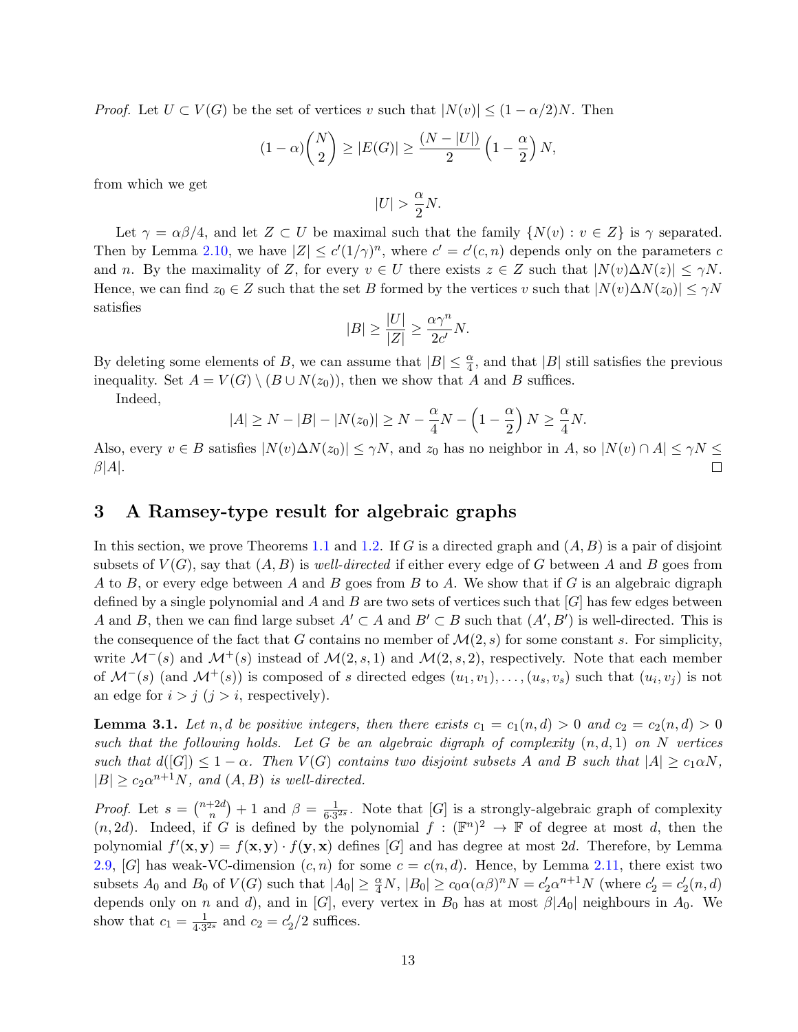*Proof.* Let $U \subset V(G)$ be the set of vertices $v$ such that $|N(v)| \leq (1-\alpha/2)N$. Then

$$(1-\alpha)\binom{N}{2} \geq |E(G)| \geq \frac{(N-|U|)}{2}\left(1-\frac{\alpha}{2}\right)N,$$

from which we get

$$|U| > \frac{\alpha}{2}N.$$

Let $\gamma = \alpha\beta/4$, and let $Z \subset U$ be maximal such that the family $\{N(v) : v \in Z\}$ is $\gamma$ separated. Then by Lemma 2.10, we have $|Z| \leq c'(1/\gamma)^n$, where $c' = c'(c,n)$ depends only on the parameters $c$ and $n$. By the maximality of $Z$, for every $v \in U$ there exists $z \in Z$ such that $|N(v)\Delta N(z)| \leq \gamma N$. Hence, we can find $z_0 \in Z$ such that the set $B$ formed by the vertices $v$ such that $|N(v)\Delta N(z_0)| \leq \gamma N$ satisfies

$$|B| \geq \frac{|U|}{|Z|} \geq \frac{\alpha\gamma^n}{2c'}N.$$

By deleting some elements of $B$, we can assume that $|B| \leq \frac{\alpha}{4}$, and that $|B|$ still satisfies the previous inequality. Set $A = V(G) \setminus (B \cup N(z_0))$, then we show that $A$ and $B$ suffices.

Indeed,

$$|A| \geq N - |B| - |N(z_0)| \geq N - \frac{\alpha}{4}N - \left(1-\frac{\alpha}{2}\right)N \geq \frac{\alpha}{4}N.$$

Also, every $v \in B$ satisfies $|N(v)\Delta N(z_0)| \leq \gamma N$, and $z_0$ has no neighbor in $A$, so $|N(v) \cap A| \leq \gamma N \leq \beta|A|$. $\square$

## 3 A Ramsey-type result for algebraic graphs

In this section, we prove Theorems 1.1 and 1.2. If $G$ is a directed graph and $(A,B)$ is a pair of disjoint subsets of $V(G)$, say that $(A,B)$ is *well-directed* if either every edge of $G$ between $A$ and $B$ goes from $A$ to $B$, or every edge between $A$ and $B$ goes from $B$ to $A$. We show that if $G$ is an algebraic digraph defined by a single polynomial and $A$ and $B$ are two sets of vertices such that $[G]$ has few edges between $A$ and $B$, then we can find large subset $A' \subset A$ and $B' \subset B$ such that $(A',B')$ is well-directed. This is the consequence of the fact that $G$ contains no member of $\mathcal{M}(2,s)$ for some constant $s$. For simplicity, write $\mathcal{M}^-(s)$ and $\mathcal{M}^+(s)$ instead of $\mathcal{M}(2,s,1)$ and $\mathcal{M}(2,s,2)$, respectively. Note that each member of $\mathcal{M}^-(s)$ (and $\mathcal{M}^+(s)$) is composed of $s$ directed edges $(u_1,v_1),\dots,(u_s,v_s)$ such that $(u_i,v_j)$ is not an edge for $i > j$ ($j > i$, respectively).

**Lemma 3.1.** *Let $n,d$ be positive integers, then there exists $c_1 = c_1(n,d) > 0$ and $c_2 = c_2(n,d) > 0$ such that the following holds. Let $G$ be an algebraic digraph of complexity $(n,d,1)$ on $N$ vertices such that $d([G]) \leq 1-\alpha$. Then $V(G)$ contains two disjoint subsets $A$ and $B$ such that $|A| \geq c_1\alpha N$, $|B| \geq c_2\alpha^{n+1}N$, and $(A,B)$ is well-directed.*

*Proof.* Let $s = \binom{n+2d}{n} + 1$ and $\beta = \frac{1}{6\cdot 3^{2s}}$. Note that $[G]$ is a strongly-algebraic graph of complexity $(n,2d)$. Indeed, if $G$ is defined by the polynomial $f : (\mathbb{F}^n)^2 \to \mathbb{F}$ of degree at most $d$, then the polynomial $f'(\mathbf{x},\mathbf{y}) = f(\mathbf{x},\mathbf{y}) \cdot f(\mathbf{y},\mathbf{x})$ defines $[G]$ and has degree at most $2d$. Therefore, by Lemma 2.9, $[G]$ has weak-VC-dimension $(c,n)$ for some $c = c(n,d)$. Hence, by Lemma 2.11, there exist two subsets $A_0$ and $B_0$ of $V(G)$ such that $|A_0| \geq \frac{\alpha}{4}N$, $|B_0| \geq c_0\alpha(\alpha\beta)^nN = c_2'\alpha^{n+1}N$ (where $c_2' = c_2'(n,d)$ depends only on $n$ and $d$), and in $[G]$, every vertex in $B_0$ has at most $\beta|A_0|$ neighbours in $A_0$. We show that $c_1 = \frac{1}{4\cdot 3^{2s}}$ and $c_2 = c_2'/2$ suffices.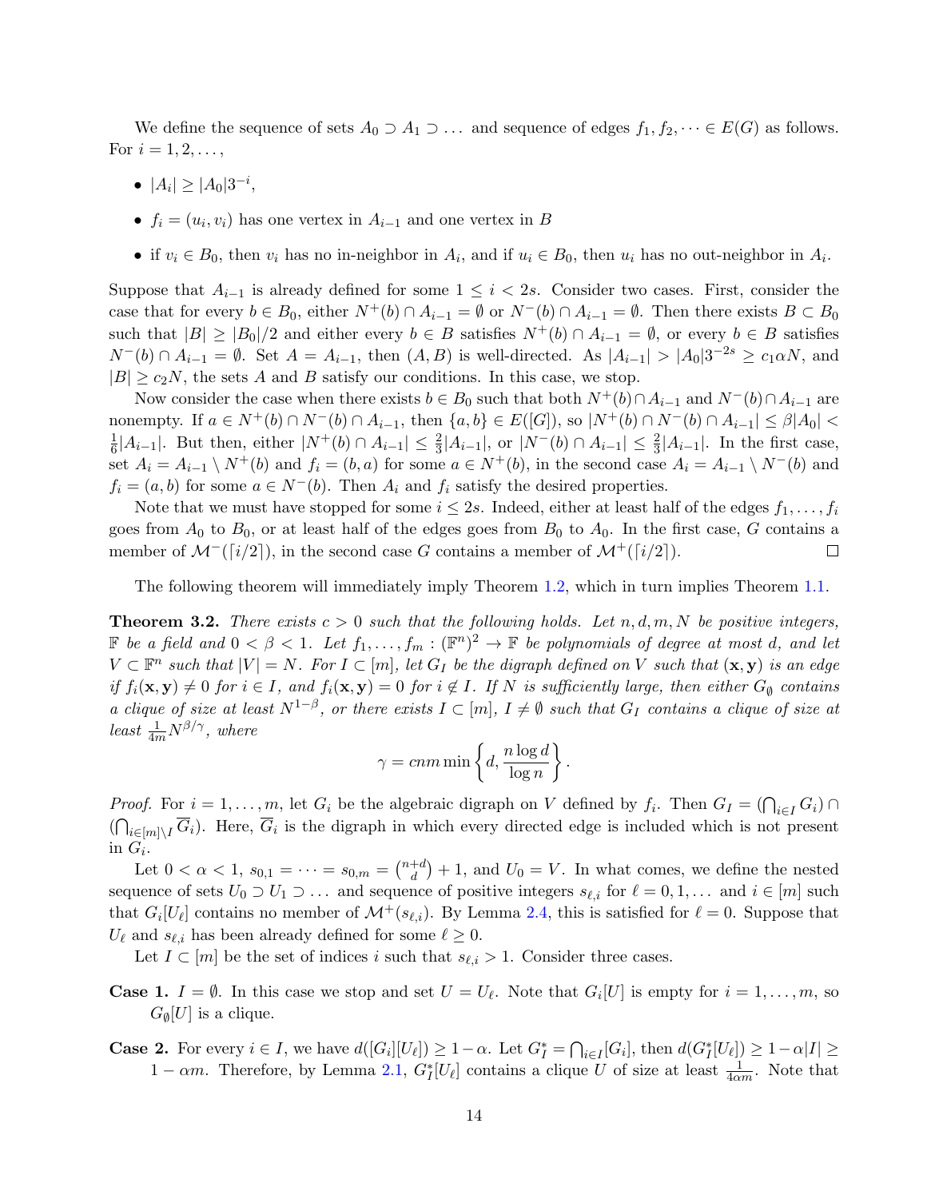We define the sequence of sets $A_0 \supset A_1 \supset \dots$ and sequence of edges $f_1, f_2, \dots \in E(G)$ as follows. For $i = 1, 2, \dots,$

- $|A_i| \geq |A_0| 3^{-i}$,
- $f_i = (u_i, v_i)$ has one vertex in $A_{i-1}$ and one vertex in $B$
- if $v_i \in B_0$, then $v_i$ has no in-neighbor in $A_i$, and if $u_i \in B_0$, then $u_i$ has no out-neighbor in $A_i$.

Suppose that $A_{i-1}$ is already defined for some $1 \leq i < 2s$. Consider two cases. First, consider the case that for every $b \in B_0$, either $N^+(b) \cap A_{i-1} = \emptyset$ or $N^-(b) \cap A_{i-1} = \emptyset$. Then there exists $B \subset B_0$ such that $|B| \geq |B_0|/2$ and either every $b \in B$ satisfies $N^+(b) \cap A_{i-1} = \emptyset$, or every $b \in B$ satisfies $N^-(b) \cap A_{i-1} = \emptyset$. Set $A = A_{i-1}$, then $(A, B)$ is well-directed. As $|A_{i-1}| > |A_0| 3^{-2s} \geq c_1 \alpha N$, and $|B| \geq c_2 N$, the sets $A$ and $B$ satisfy our conditions. In this case, we stop.

Now consider the case when there exists $b \in B_0$ such that both $N^+(b) \cap A_{i-1}$ and $N^-(b) \cap A_{i-1}$ are nonempty. If $a \in N^+(b) \cap N^-(b) \cap A_{i-1}$, then $\{a, b\} \in E([G])$, so $|N^+(b) \cap N^-(b) \cap A_{i-1}| \leq \beta |A_0| < \frac{1}{6}|A_{i-1}|$. But then, either $|N^+(b) \cap A_{i-1}| \leq \frac{2}{3}|A_{i-1}|$, or $|N^-(b) \cap A_{i-1}| \leq \frac{2}{3}|A_{i-1}|$. In the first case, set $A_i = A_{i-1} \setminus N^+(b)$ and $f_i = (b, a)$ for some $a \in N^+(b)$, in the second case $A_i = A_{i-1} \setminus N^-(b)$ and $f_i = (a, b)$ for some $a \in N^-(b)$. Then $A_i$ and $f_i$ satisfy the desired properties.

Note that we must have stopped for some $i \leq 2s$. Indeed, either at least half of the edges $f_1, \dots, f_i$ goes from $A_0$ to $B_0$, or at least half of the edges goes from $B_0$ to $A_0$. In the first case, $G$ contains a member of $\mathcal{M}^-(\lceil i/2 \rceil)$, in the second case $G$ contains a member of $\mathcal{M}^+(\lceil i/2 \rceil)$. $\square$

The following theorem will immediately imply Theorem 1.2, which in turn implies Theorem 1.1.

**Theorem 3.2.** *There exists $c > 0$ such that the following holds. Let $n, d, m, N$ be positive integers, $\mathbb{F}$ be a field and $0 < \beta < 1$. Let $f_1, \dots, f_m : (\mathbb{F}^n)^2 \to \mathbb{F}$ be polynomials of degree at most $d$, and let $V \subset \mathbb{F}^n$ such that $|V| = N$. For $I \subset [m]$, let $G_I$ be the digraph defined on $V$ such that $(\mathbf{x}, \mathbf{y})$ is an edge if $f_i(\mathbf{x}, \mathbf{y}) \neq 0$ for $i \in I$, and $f_i(\mathbf{x}, \mathbf{y}) = 0$ for $i \notin I$. If $N$ is sufficiently large, then either $G_\emptyset$ contains a clique of size at least $N^{1-\beta}$, or there exists $I \subset [m]$, $I \neq \emptyset$ such that $G_I$ contains a clique of size at least $\frac{1}{4m} N^{\beta/\gamma}$, where*

$$\gamma = cnm \min\left\{d, \frac{n \log d}{\log n}\right\}.$$

*Proof.* For $i = 1, \dots, m$, let $G_i$ be the algebraic digraph on $V$ defined by $f_i$. Then $G_I = (\bigcap_{i \in I} G_i) \cap (\bigcap_{i \in [m] \setminus I} \overline{G}_i)$. Here, $\overline{G}_i$ is the digraph in which every directed edge is included which is not present in $G_i$.

Let $0 < \alpha < 1$, $s_{0,1} = \dots = s_{0,m} = \binom{n+d}{d} + 1$, and $U_0 = V$. In what comes, we define the nested sequence of sets $U_0 \supset U_1 \supset \dots$ and sequence of positive integers $s_{\ell,i}$ for $\ell = 0, 1, \dots$ and $i \in [m]$ such that $G_i[U_\ell]$ contains no member of $\mathcal{M}^+(s_{\ell,i})$. By Lemma 2.4, this is satisfied for $\ell = 0$. Suppose that $U_\ell$ and $s_{\ell,i}$ has been already defined for some $\ell \geq 0$.

Let $I \subset [m]$ be the set of indices $i$ such that $s_{\ell,i} > 1$. Consider three cases.

**Case 1.** $I = \emptyset$. In this case we stop and set $U = U_\ell$. Note that $G_i[U]$ is empty for $i = 1, \dots, m$, so $G_\emptyset[U]$ is a clique.

**Case 2.** For every $i \in I$, we have $d([G_i][U_\ell]) \geq 1 - \alpha$. Let $G_I^* = \bigcap_{i \in I} [G_i]$, then $d(G_I^*[U_\ell]) \geq 1 - \alpha |I| \geq 1 - \alpha m$. Therefore, by Lemma 2.1, $G_I^*[U_\ell]$ contains a clique $U$ of size at least $\frac{1}{4\alpha m}$. Note that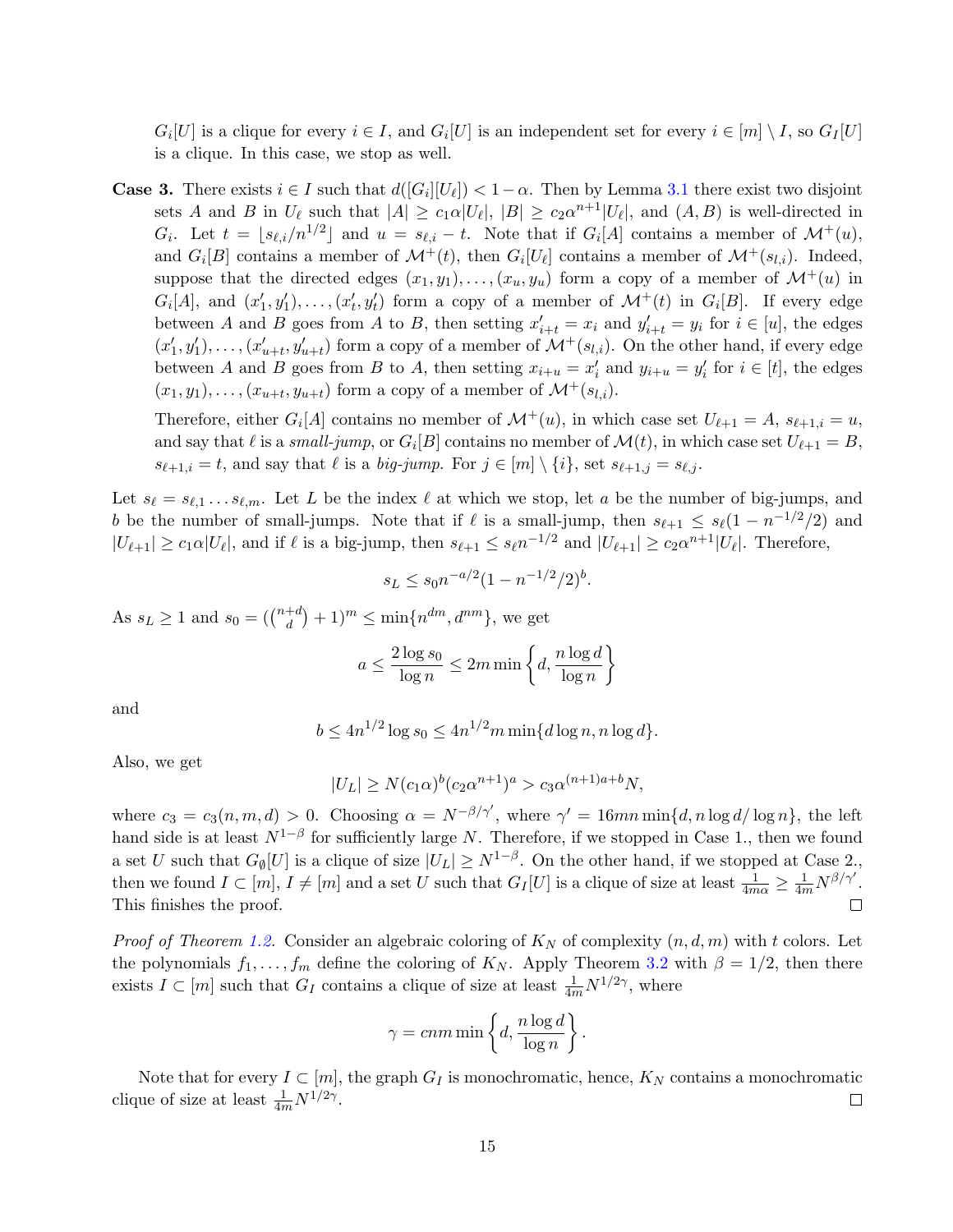$G_i[U]$ is a clique for every $i \in I$, and $G_i[U]$ is an independent set for every $i \in [m] \setminus I$, so $G_I[U]$ is a clique. In this case, we stop as well.

**Case 3.** There exists $i \in I$ such that $d([G_i][U_\ell]) < 1 - \alpha$. Then by Lemma 3.1 there exist two disjoint sets $A$ and $B$ in $U_\ell$ such that $|A| \geq c_1\alpha|U_\ell|$, $|B| \geq c_2\alpha^{n+1}|U_\ell|$, and $(A, B)$ is well-directed in $G_i$. Let $t = \lfloor s_{\ell,i}/n^{1/2} \rfloor$ and $u = s_{\ell,i} - t$. Note that if $G_i[A]$ contains a member of $\mathcal{M}^+(u)$, and $G_i[B]$ contains a member of $\mathcal{M}^+(t)$, then $G_i[U_\ell]$ contains a member of $\mathcal{M}^+(s_{l,i})$. Indeed, suppose that the directed edges $(x_1, y_1), \dots, (x_u, y_u)$ form a copy of a member of $\mathcal{M}^+(u)$ in $G_i[A]$, and $(x'_1, y'_1), \dots, (x'_t, y'_t)$ form a copy of a member of $\mathcal{M}^+(t)$ in $G_i[B]$. If every edge between $A$ and $B$ goes from $A$ to $B$, then setting $x'_{i+t} = x_i$ and $y'_{i+t} = y_i$ for $i \in [u]$, the edges $(x'_1, y'_1), \dots, (x'_{u+t}, y'_{u+t})$ form a copy of a member of $\mathcal{M}^+(s_{l,i})$. On the other hand, if every edge between $A$ and $B$ goes from $B$ to $A$, then setting $x_{i+u} = x'_i$ and $y_{i+u} = y'_i$ for $i \in [t]$, the edges $(x_1, y_1), \dots, (x_{u+t}, y_{u+t})$ form a copy of a member of $\mathcal{M}^+(s_{l,i})$.

Therefore, either $G_i[A]$ contains no member of $\mathcal{M}^+(u)$, in which case set $U_{\ell+1} = A$, $s_{\ell+1,i} = u$, and say that $\ell$ is a *small-jump*, or $G_i[B]$ contains no member of $\mathcal{M}(t)$, in which case set $U_{\ell+1} = B$, $s_{\ell+1,i} = t$, and say that $\ell$ is a *big-jump*. For $j \in [m] \setminus \{i\}$, set $s_{\ell+1,j} = s_{\ell,j}$.

Let $s_\ell = s_{\ell,1} \dots s_{\ell,m}$. Let $L$ be the index $\ell$ at which we stop, let $a$ be the number of big-jumps, and $b$ be the number of small-jumps. Note that if $\ell$ is a small-jump, then $s_{\ell+1} \leq s_\ell(1 - n^{-1/2}/2)$ and $|U_{\ell+1}| \geq c_1\alpha|U_\ell|$, and if $\ell$ is a big-jump, then $s_{\ell+1} \leq s_\ell n^{-1/2}$ and $|U_{\ell+1}| \geq c_2\alpha^{n+1}|U_\ell|$. Therefore,

$$s_L \leq s_0 n^{-a/2}(1 - n^{-1/2}/2)^b.$$

As $s_L \geq 1$ and $s_0 = (\binom{n+d}{d} + 1)^m \leq \min\{n^{dm}, d^{nm}\}$, we get

$$a \leq \frac{2\log s_0}{\log n} \leq 2m \min\left\{d, \frac{n\log d}{\log n}\right\}$$

and

$$b \leq 4n^{1/2}\log s_0 \leq 4n^{1/2}m \min\{d\log n, n\log d\}.$$

Also, we get

$$|U_L| \geq N(c_1\alpha)^b(c_2\alpha^{n+1})^a > c_3\alpha^{(n+1)a+b}N,$$

where $c_3 = c_3(n, m, d) > 0$. Choosing $\alpha = N^{-\beta/\gamma'}$, where $\gamma' = 16mn\min\{d, n\log d/\log n\}$, the left hand side is at least $N^{1-\beta}$ for sufficiently large $N$. Therefore, if we stopped in Case 1., then we found a set $U$ such that $G_\emptyset[U]$ is a clique of size $|U_L| \geq N^{1-\beta}$. On the other hand, if we stopped at Case 2., then we found $I \subset [m]$, $I \neq [m]$ and a set $U$ such that $G_I[U]$ is a clique of size at least $\frac{1}{4m\alpha} \geq \frac{1}{4m}N^{\beta/\gamma'}$. This finishes the proof. $\square$

*Proof of Theorem 1.2.* Consider an algebraic coloring of $K_N$ of complexity $(n, d, m)$ with $t$ colors. Let the polynomials $f_1, \dots, f_m$ define the coloring of $K_N$. Apply Theorem 3.2 with $\beta = 1/2$, then there exists $I \subset [m]$ such that $G_I$ contains a clique of size at least $\frac{1}{4m}N^{1/2\gamma}$, where

$$\gamma = cnm\min\left\{d, \frac{n\log d}{\log n}\right\}.$$

Note that for every $I \subset [m]$, the graph $G_I$ is monochromatic, hence, $K_N$ contains a monochromatic clique of size at least $\frac{1}{4m}N^{1/2\gamma}$. $\square$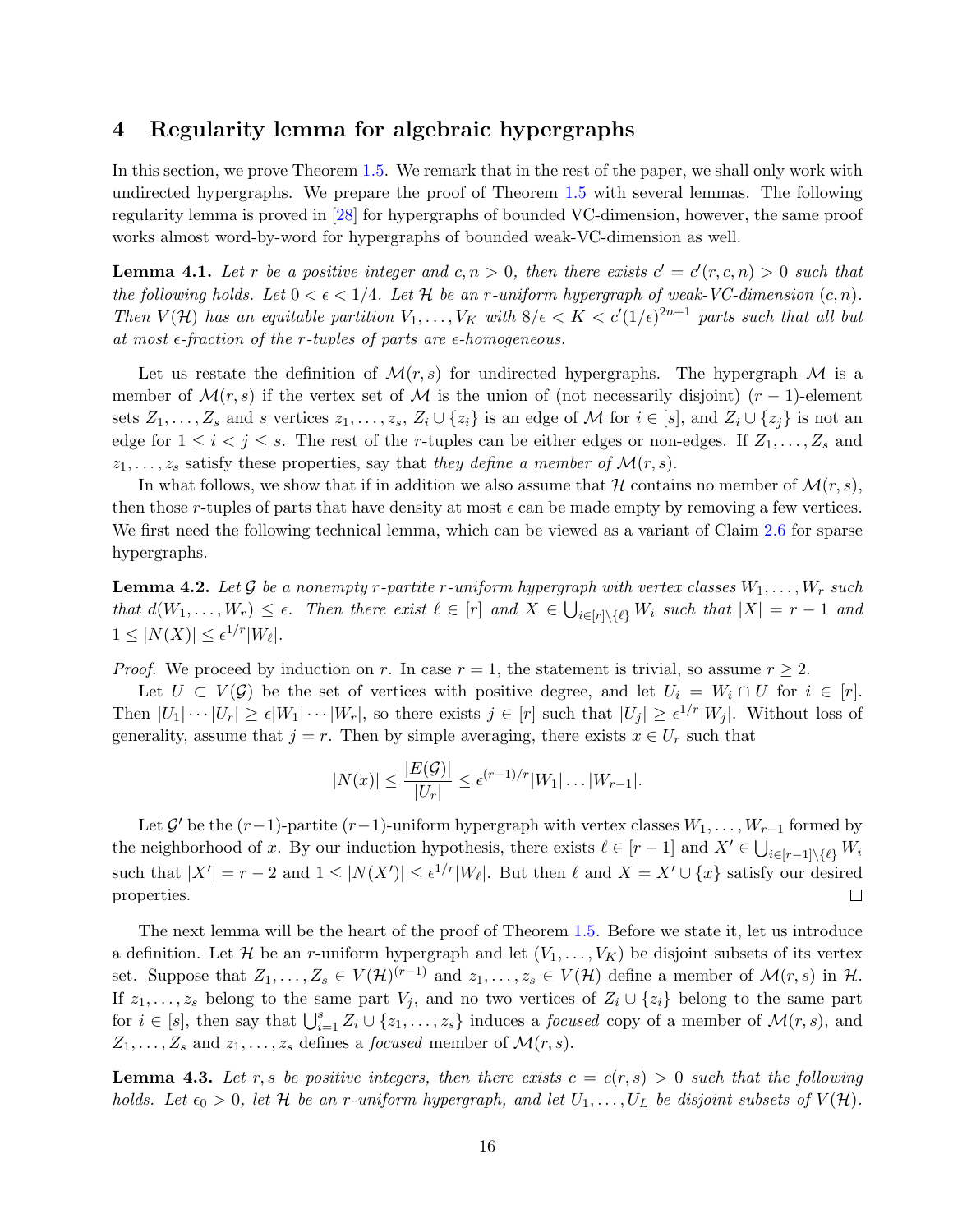## 4 Regularity lemma for algebraic hypergraphs

In this section, we prove Theorem 1.5. We remark that in the rest of the paper, we shall only work with undirected hypergraphs. We prepare the proof of Theorem 1.5 with several lemmas. The following regularity lemma is proved in [28] for hypergraphs of bounded VC-dimension, however, the same proof works almost word-by-word for hypergraphs of bounded weak-VC-dimension as well.

**Lemma 4.1.** *Let $r$ be a positive integer and $c, n > 0$, then there exists $c' = c'(r, c, n) > 0$ such that the following holds. Let $0 < \epsilon < 1/4$. Let $\mathcal{H}$ be an $r$-uniform hypergraph of weak-VC-dimension $(c, n)$. Then $V(\mathcal{H})$ has an equitable partition $V_1, \dots, V_K$ with $8/\epsilon < K < c'(1/\epsilon)^{2n+1}$ parts such that all but at most $\epsilon$-fraction of the $r$-tuples of parts are $\epsilon$-homogeneous.*

Let us restate the definition of $\mathcal{M}(r, s)$ for undirected hypergraphs. The hypergraph $\mathcal{M}$ is a member of $\mathcal{M}(r, s)$ if the vertex set of $\mathcal{M}$ is the union of (not necessarily disjoint) $(r-1)$-element sets $Z_1, \dots, Z_s$ and $s$ vertices $z_1, \dots, z_s$, $Z_i \cup \{z_i\}$ is an edge of $\mathcal{M}$ for $i \in [s]$, and $Z_i \cup \{z_j\}$ is not an edge for $1 \le i < j \le s$. The rest of the $r$-tuples can be either edges or non-edges. If $Z_1, \dots, Z_s$ and $z_1, \dots, z_s$ satisfy these properties, say that *they define a member of $\mathcal{M}(r, s)$*.

In what follows, we show that if in addition we also assume that $\mathcal{H}$ contains no member of $\mathcal{M}(r, s)$, then those $r$-tuples of parts that have density at most $\epsilon$ can be made empty by removing a few vertices. We first need the following technical lemma, which can be viewed as a variant of Claim 2.6 for sparse hypergraphs.

**Lemma 4.2.** *Let $\mathcal{G}$ be a nonempty $r$-partite $r$-uniform hypergraph with vertex classes $W_1, \dots, W_r$ such that $d(W_1, \dots, W_r) \le \epsilon$. Then there exist $\ell \in [r]$ and $X \in \bigcup_{i \in [r] \setminus \{\ell\}} W_i$ such that $|X| = r - 1$ and $1 \le |N(X)| \le \epsilon^{1/r}|W_\ell|$.*

*Proof.* We proceed by induction on $r$. In case $r = 1$, the statement is trivial, so assume $r \ge 2$.

Let $U \subset V(\mathcal{G})$ be the set of vertices with positive degree, and let $U_i = W_i \cap U$ for $i \in [r]$. Then $|U_1| \cdots |U_r| \ge \epsilon |W_1| \cdots |W_r|$, so there exists $j \in [r]$ such that $|U_j| \ge \epsilon^{1/r}|W_j|$. Without loss of generality, assume that $j = r$. Then by simple averaging, there exists $x \in U_r$ such that

$$|N(x)| \le \frac{|E(\mathcal{G})|}{|U_r|} \le \epsilon^{(r-1)/r}|W_1| \dots |W_{r-1}|.$$

Let $\mathcal{G}'$ be the $(r-1)$-partite $(r-1)$-uniform hypergraph with vertex classes $W_1, \dots, W_{r-1}$ formed by the neighborhood of $x$. By our induction hypothesis, there exists $\ell \in [r-1]$ and $X' \in \bigcup_{i \in [r-1] \setminus \{\ell\}} W_i$ such that $|X'| = r - 2$ and $1 \le |N(X')| \le \epsilon^{1/r}|W_\ell|$. But then $\ell$ and $X = X' \cup \{x\}$ satisfy our desired properties. $\square$

The next lemma will be the heart of the proof of Theorem 1.5. Before we state it, let us introduce a definition. Let $\mathcal{H}$ be an $r$-uniform hypergraph and let $(V_1, \dots, V_K)$ be disjoint subsets of its vertex set. Suppose that $Z_1, \dots, Z_s \in V(\mathcal{H})^{(r-1)}$ and $z_1, \dots, z_s \in V(\mathcal{H})$ define a member of $\mathcal{M}(r, s)$ in $\mathcal{H}$. If $z_1, \dots, z_s$ belong to the same part $V_j$, and no two vertices of $Z_i \cup \{z_i\}$ belong to the same part for $i \in [s]$, then say that $\bigcup_{i=1}^{s} Z_i \cup \{z_1, \dots, z_s\}$ induces a *focused* copy of a member of $\mathcal{M}(r, s)$, and $Z_1, \dots, Z_s$ and $z_1, \dots, z_s$ defines a *focused* member of $\mathcal{M}(r, s)$.

**Lemma 4.3.** *Let $r, s$ be positive integers, then there exists $c = c(r, s) > 0$ such that the following holds. Let $\epsilon_0 > 0$, let $\mathcal{H}$ be an $r$-uniform hypergraph, and let $U_1, \dots, U_L$ be disjoint subsets of $V(\mathcal{H})$.*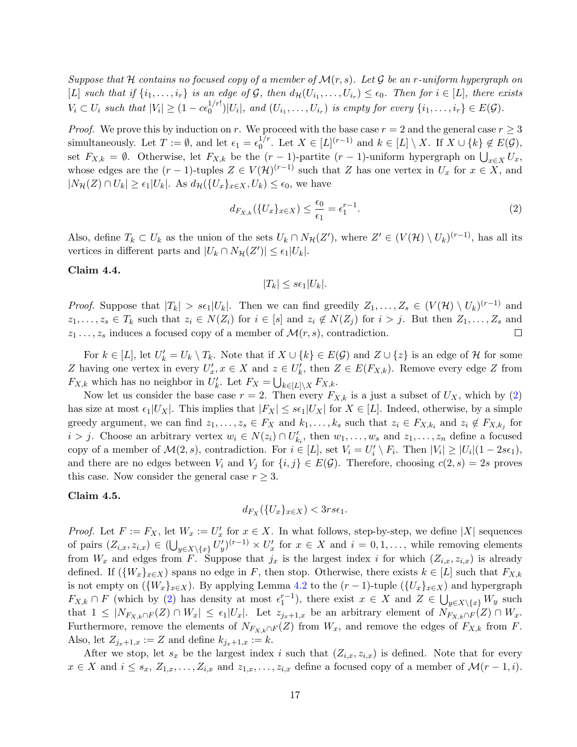*Suppose that $\mathcal{H}$ contains no focused copy of a member of $\mathcal{M}(r,s)$. Let $\mathcal{G}$ be an $r$-uniform hypergraph on $[L]$ such that if $\{i_1,\dots,i_r\}$ is an edge of $\mathcal{G}$, then $d_{\mathcal{H}}(U_{i_1},\dots,U_{i_r})\leq \epsilon_0$. Then for $i\in[L]$, there exists $V_i\subset U_i$ such that $|V_i|\geq (1-c\epsilon_0^{1/r!})|U_i|$, and $(U_{i_1},\dots,U_{i_r})$ is empty for every $\{i_1,\dots,i_r\}\in E(\mathcal{G})$.*

*Proof.* We prove this by induction on $r$. We proceed with the base case $r=2$ and the general case $r\geq 3$ simultaneously. Let $T:=\emptyset$, and let $\epsilon_1=\epsilon_0^{1/r}$. Let $X\in[L]^{(r-1)}$ and $k\in[L]\setminus X$. If $X\cup\{k\}\notin E(\mathcal{G})$, set $F_{X,k}=\emptyset$. Otherwise, let $F_{X,k}$ be the $(r-1)$-partite $(r-1)$-uniform hypergraph on $\bigcup_{x\in X}U_x$, whose edges are the $(r-1)$-tuples $Z\in V(\mathcal{H})^{(r-1)}$ such that $Z$ has one vertex in $U_x$ for $x\in X$, and $|N_{\mathcal{H}}(Z)\cap U_k|\geq \epsilon_1|U_k|$. As $d_{\mathcal{H}}(\{U_x\}_{x\in X},U_k)\leq\epsilon_0$, we have

$$d_{F_{X,k}}(\{U_x\}_{x\in X})\leq\frac{\epsilon_0}{\epsilon_1}=\epsilon_1^{r-1}. \tag{2}$$

Also, define $T_k\subset U_k$ as the union of the sets $U_k\cap N_{\mathcal{H}}(Z')$, where $Z'\in(V(\mathcal{H})\setminus U_k)^{(r-1)}$, has all its vertices in different parts and $|U_k\cap N_{\mathcal{H}}(Z')|\leq\epsilon_1|U_k|$.

**Claim 4.4.**

$$|T_k|\leq s\epsilon_1|U_k|.$$

*Proof.* Suppose that $|T_k|>s\epsilon_1|U_k|$. Then we can find greedily $Z_1,\dots,Z_s\in(V(\mathcal{H})\setminus U_k)^{(r-1)}$ and $z_1,\dots,z_s\in T_k$ such that $z_i\in N(Z_i)$ for $i\in[s]$ and $z_i\notin N(Z_j)$ for $i>j$. But then $Z_1,\dots,Z_s$ and $z_1\dots,z_s$ induces a focused copy of a member of $\mathcal{M}(r,s)$, contradiction. $\square$

For $k\in[L]$, let $U_k'=U_k\setminus T_k$. Note that if $X\cup\{k\}\in E(\mathcal{G})$ and $Z\cup\{z\}$ is an edge of $\mathcal{H}$ for some $Z$ having one vertex in every $U_x',x\in X$ and $z\in U_k'$, then $Z\in E(F_{X,k})$. Remove every edge $Z$ from $F_{X,k}$ which has no neighbor in $U_k'$. Let $F_X=\bigcup_{k\in[L]\setminus X}F_{X,k}$.

Now let us consider the base case $r=2$. Then every $F_{X,k}$ is a just a subset of $U_X$, which by (2) has size at most $\epsilon_1|U_X|$. This implies that $|F_X|\leq s\epsilon_1|U_X|$ for $X\in[L]$. Indeed, otherwise, by a simple greedy argument, we can find $z_1,\dots,z_s\in F_X$ and $k_1,\dots,k_s$ such that $z_i\in F_{X,k_i}$ and $z_i\notin F_{X,k_j}$ for $i>j$. Choose an arbitrary vertex $w_i\in N(z_i)\cap U_{k_i}'$, then $w_1,\dots,w_s$ and $z_1,\dots,z_n$ define a focused copy of a member of $\mathcal{M}(2,s)$, contradiction. For $i\in[L]$, set $V_i=U_i'\setminus F_i$. Then $|V_i|\geq|U_i|(1-2s\epsilon_1)$, and there are no edges between $V_i$ and $V_j$ for $\{i,j\}\in E(\mathcal{G})$. Therefore, choosing $c(2,s)=2s$ proves this case. Now consider the general case $r\geq 3$.

**Claim 4.5.**

$$d_{F_X}(\{U_x\}_{x\in X})<3rs\epsilon_1.$$

*Proof.* Let $F:=F_X$, let $W_x:=U_x'$ for $x\in X$. In what follows, step-by-step, we define $|X|$ sequences of pairs $(Z_{i,x},z_{i,x})\in(\bigcup_{y\in X\setminus\{x\}}U_y')^{(r-1)}\times U_x'$ for $x\in X$ and $i=0,1,\dots,$ while removing elements from $W_x$ and edges from $F$. Suppose that $j_x$ is the largest index $i$ for which $(Z_{i,x},z_{i,x})$ is already defined. If $(\{W_x\}_{x\in X})$ spans no edge in $F$, then stop. Otherwise, there exists $k\in[L]$ such that $F_{X,k}$ is not empty on $(\{W_x\}_{x\in X})$. By applying Lemma 4.2 to the $(r-1)$-tuple $(\{U_x\}_{x\in X})$ and hypergraph $F_{X,k}\cap F$ (which by (2) has density at most $\epsilon_1^{r-1}$), there exist $x\in X$ and $Z\in\bigcup_{y\in X\setminus\{x\}}W_y$ such that $1\leq|N_{F_{X,k}\cap F}(Z)\cap W_x|\leq\epsilon_1|U_x|$. Let $z_{j_x+1,x}$ be an arbitrary element of $N_{F_{X,k}\cap F}(Z)\cap W_x$. Furthermore, remove the elements of $N_{F_{X,k}\cap F}(Z)$ from $W_x$, and remove the edges of $F_{X,k}$ from $F$. Also, let $Z_{j_x+1,x}:=Z$ and define $k_{j_x+1,x}:=k$.

After we stop, let $s_x$ be the largest index $i$ such that $(Z_{i,x},z_{i,x})$ is defined. Note that for every $x\in X$ and $i\leq s_x$, $Z_{1,x},\dots,Z_{i,x}$ and $z_{1,x},\dots,z_{i,x}$ define a focused copy of a member of $\mathcal{M}(r-1,i)$.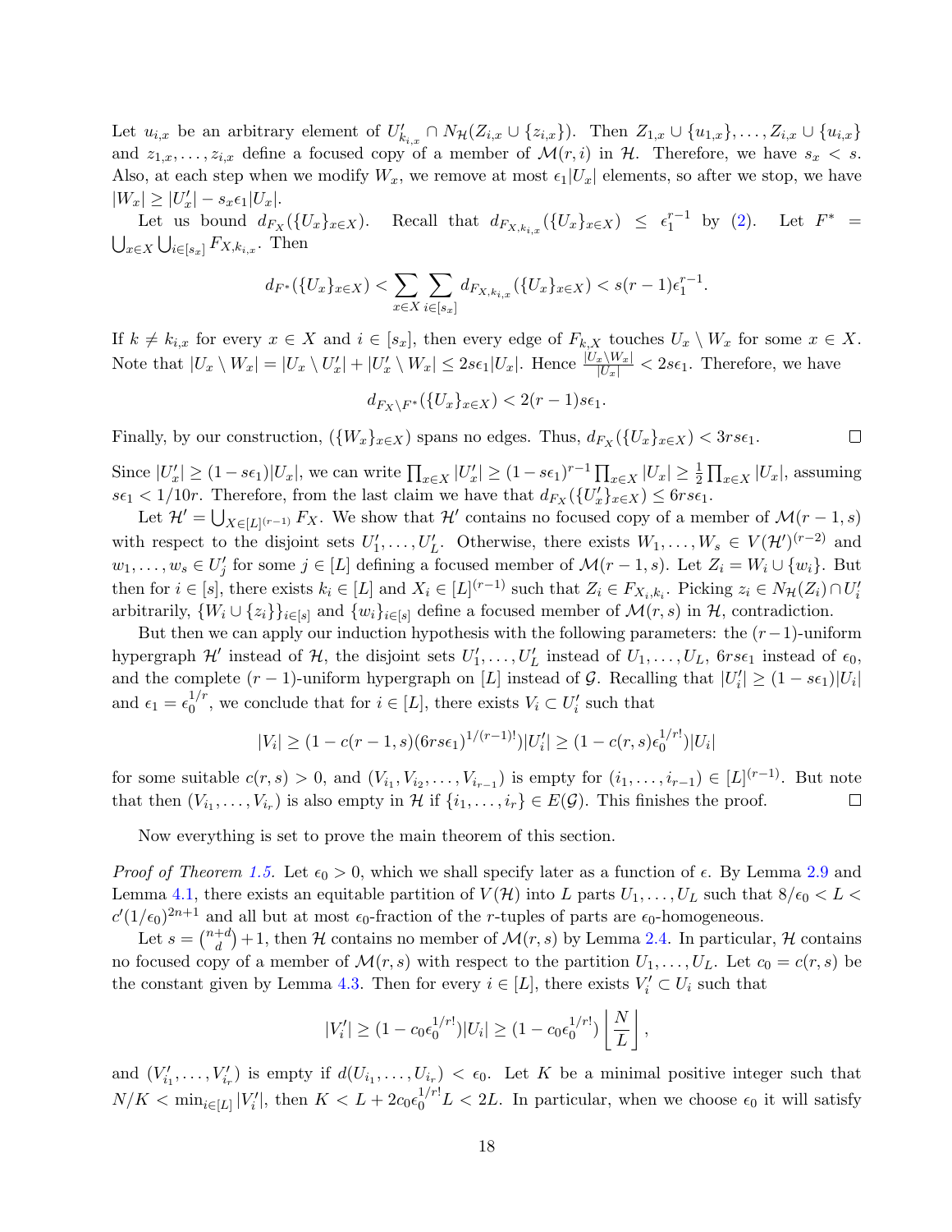Let $u_{i,x}$ be an arbitrary element of $U'_{k_{i,x}} \cap N_{\mathcal{H}}(Z_{i,x} \cup \{z_{i,x}\})$. Then $Z_{1,x} \cup \{u_{1,x}\}, \dots, Z_{i,x} \cup \{u_{i,x}\}$ and $z_{1,x}, \dots, z_{i,x}$ define a focused copy of a member of $\mathcal{M}(r,i)$ in $\mathcal{H}$. Therefore, we have $s_x < s$. Also, at each step when we modify $W_x$, we remove at most $\epsilon_1|U_x|$ elements, so after we stop, we have $|W_x| \geq |U'_x| - s_x\epsilon_1|U_x|$.

Let us bound $d_{F_X}(\{U_x\}_{x\in X})$. Recall that $d_{F_{X,k_{i,x}}}(\{U_x\}_{x\in X}) \leq \epsilon_1^{r-1}$ by (2). Let $F^* = \bigcup_{x\in X}\bigcup_{i\in[s_x]} F_{X,k_{i,x}}$. Then

$$d_{F^*}(\{U_x\}_{x\in X}) < \sum_{x\in X}\sum_{i\in[s_x]} d_{F_{X,k_{i,x}}}(\{U_x\}_{x\in X}) < s(r-1)\epsilon_1^{r-1}.$$

If $k \neq k_{i,x}$ for every $x \in X$ and $i \in [s_x]$, then every edge of $F_{k,X}$ touches $U_x \setminus W_x$ for some $x \in X$. Note that $|U_x \setminus W_x| = |U_x \setminus U'_x| + |U'_x \setminus W_x| \leq 2s\epsilon_1|U_x|$. Hence $\frac{|U_x\setminus W_x|}{|U_x|} < 2s\epsilon_1$. Therefore, we have

$$d_{F_X\setminus F^*}(\{U_x\}_{x\in X}) < 2(r-1)s\epsilon_1.$$

Finally, by our construction, $(\{W_x\}_{x\in X})$ spans no edges. Thus, $d_{F_X}(\{U_x\}_{x\in X}) < 3rs\epsilon_1$. $\square$

Since $|U'_x| \geq (1-s\epsilon_1)|U_x|$, we can write $\prod_{x\in X}|U'_x| \geq (1-s\epsilon_1)^{r-1}\prod_{x\in X}|U_x| \geq \frac{1}{2}\prod_{x\in X}|U_x|$, assuming $s\epsilon_1 < 1/10r$. Therefore, from the last claim we have that $d_{F_X}(\{U'_x\}_{x\in X}) \leq 6rs\epsilon_1$.

Let $\mathcal{H}' = \bigcup_{X\in[L]^{(r-1)}} F_X$. We show that $\mathcal{H}'$ contains no focused copy of a member of $\mathcal{M}(r-1,s)$ with respect to the disjoint sets $U'_1, \dots, U'_L$. Otherwise, there exists $W_1, \dots, W_s \in V(\mathcal{H}')^{(r-2)}$ and $w_1, \dots, w_s \in U'_j$ for some $j \in [L]$ defining a focused member of $\mathcal{M}(r-1,s)$. Let $Z_i = W_i \cup \{w_i\}$. But then for $i \in [s]$, there exists $k_i \in [L]$ and $X_i \in [L]^{(r-1)}$ such that $Z_i \in F_{X_i,k_i}$. Picking $z_i \in N_{\mathcal{H}}(Z_i) \cap U'_i$ arbitrarily, $\{W_i \cup \{z_i\}\}_{i\in[s]}$ and $\{w_i\}_{i\in[s]}$ define a focused member of $\mathcal{M}(r,s)$ in $\mathcal{H}$, contradiction.

But then we can apply our induction hypothesis with the following parameters: the $(r-1)$-uniform hypergraph $\mathcal{H}'$ instead of $\mathcal{H}$, the disjoint sets $U'_1, \dots, U'_L$ instead of $U_1, \dots, U_L$, $6rs\epsilon_1$ instead of $\epsilon_0$, and the complete $(r-1)$-uniform hypergraph on $[L]$ instead of $\mathcal{G}$. Recalling that $|U'_i| \geq (1-s\epsilon_1)|U_i|$ and $\epsilon_1 = \epsilon_0^{1/r}$, we conclude that for $i \in [L]$, there exists $V_i \subset U'_i$ such that

$$|V_i| \geq (1 - c(r-1,s)(6rs\epsilon_1)^{1/(r-1)!})|U'_i| \geq (1 - c(r,s)\epsilon_0^{1/r!})|U_i|$$

for some suitable $c(r,s) > 0$, and $(V_{i_1}, V_{i_2}, \dots, V_{i_{r-1}})$ is empty for $(i_1, \dots, i_{r-1}) \in [L]^{(r-1)}$. But note that then $(V_{i_1}, \dots, V_{i_r})$ is also empty in $\mathcal{H}$ if $\{i_1, \dots, i_r\} \in E(\mathcal{G})$. This finishes the proof. $\square$

Now everything is set to prove the main theorem of this section.

*Proof of Theorem 1.5.* Let $\epsilon_0 > 0$, which we shall specify later as a function of $\epsilon$. By Lemma 2.9 and Lemma 4.1, there exists an equitable partition of $V(\mathcal{H})$ into $L$ parts $U_1, \dots, U_L$ such that $8/\epsilon_0 < L < c'(1/\epsilon_0)^{2n+1}$ and all but at most $\epsilon_0$-fraction of the $r$-tuples of parts are $\epsilon_0$-homogeneous.

Let $s = \binom{n+d}{d} + 1$, then $\mathcal{H}$ contains no member of $\mathcal{M}(r,s)$ by Lemma 2.4. In particular, $\mathcal{H}$ contains no focused copy of a member of $\mathcal{M}(r,s)$ with respect to the partition $U_1, \dots, U_L$. Let $c_0 = c(r,s)$ be the constant given by Lemma 4.3. Then for every $i \in [L]$, there exists $V'_i \subset U_i$ such that

$$|V'_i| \geq (1 - c_0\epsilon_0^{1/r!})|U_i| \geq (1 - c_0\epsilon_0^{1/r!})\left\lfloor\frac{N}{L}\right\rfloor,$$

and $(V'_{i_1}, \dots, V'_{i_r})$ is empty if $d(U_{i_1}, \dots, U_{i_r}) < \epsilon_0$. Let $K$ be a minimal positive integer such that $N/K < \min_{i\in[L]}|V'_i|$, then $K < L + 2c_0\epsilon_0^{1/r!}L < 2L$. In particular, when we choose $\epsilon_0$ it will satisfy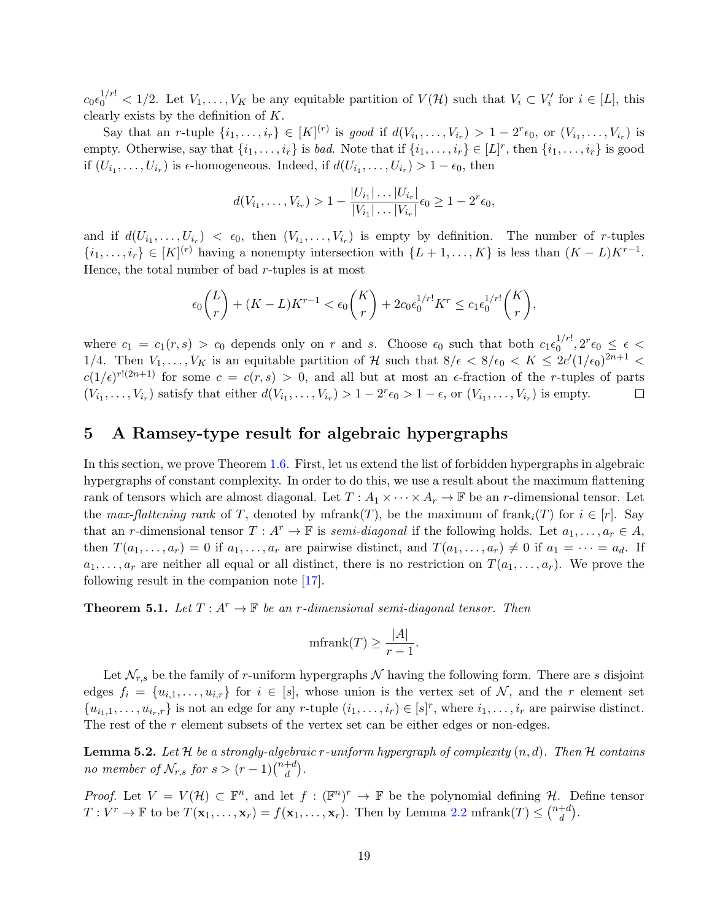$c_0\epsilon_0^{1/r!} < 1/2$. Let $V_1, \dots, V_K$ be any equitable partition of $V(\mathcal{H})$ such that $V_i \subset V_i'$ for $i \in [L]$, this clearly exists by the definition of $K$.

Say that an $r$-tuple $\{i_1, \dots, i_r\} \in [K]^{(r)}$ is *good* if $d(V_{i_1}, \dots, V_{i_r}) > 1 - 2^r\epsilon_0$, or $(V_{i_1}, \dots, V_{i_r})$ is empty. Otherwise, say that $\{i_1, \dots, i_r\}$ is *bad*. Note that if $\{i_1, \dots, i_r\} \in [L]^r$, then $\{i_1, \dots, i_r\}$ is good if $(U_{i_1}, \dots, U_{i_r})$ is $\epsilon$-homogeneous. Indeed, if $d(U_{i_1}, \dots, U_{i_r}) > 1 - \epsilon_0$, then

$$d(V_{i_1}, \dots, V_{i_r}) > 1 - \frac{|U_{i_1}| \dots |U_{i_r}|}{|V_{i_1}| \dots |V_{i_r}|}\epsilon_0 \geq 1 - 2^r\epsilon_0,$$

and if $d(U_{i_1}, \dots, U_{i_r}) < \epsilon_0$, then $(V_{i_1}, \dots, V_{i_r})$ is empty by definition. The number of $r$-tuples $\{i_1, \dots, i_r\} \in [K]^{(r)}$ having a nonempty intersection with $\{L+1, \dots, K\}$ is less than $(K-L)K^{r-1}$. Hence, the total number of bad $r$-tuples is at most

$$\epsilon_0\binom{L}{r} + (K-L)K^{r-1} < \epsilon_0\binom{K}{r} + 2c_0\epsilon_0^{1/r!}K^r \leq c_1\epsilon_0^{1/r!}\binom{K}{r},$$

where $c_1 = c_1(r,s) > c_0$ depends only on $r$ and $s$. Choose $\epsilon_0$ such that both $c_1\epsilon_0^{1/r!}, 2^r\epsilon_0 \leq \epsilon < 1/4$. Then $V_1, \dots, V_K$ is an equitable partition of $\mathcal{H}$ such that $8/\epsilon < 8/\epsilon_0 < K \leq 2c'(1/\epsilon_0)^{2n+1} < c(1/\epsilon)^{r!(2n+1)}$ for some $c = c(r,s) > 0$, and all but at most an $\epsilon$-fraction of the $r$-tuples of parts $(V_{i_1}, \dots, V_{i_r})$ satisfy that either $d(V_{i_1}, \dots, V_{i_r}) > 1 - 2^r\epsilon_0 > 1 - \epsilon$, or $(V_{i_1}, \dots, V_{i_r})$ is empty. $\square$

## 5 A Ramsey-type result for algebraic hypergraphs

In this section, we prove Theorem 1.6. First, let us extend the list of forbidden hypergraphs in algebraic hypergraphs of constant complexity. In order to do this, we use a result about the maximum flattening rank of tensors which are almost diagonal. Let $T : A_1 \times \dots \times A_r \to \mathbb{F}$ be an $r$-dimensional tensor. Let the *max-flattening rank* of $T$, denoted by $\text{mfrank}(T)$, be the maximum of $\text{frank}_i(T)$ for $i \in [r]$. Say that an $r$-dimensional tensor $T : A^r \to \mathbb{F}$ is *semi-diagonal* if the following holds. Let $a_1, \dots, a_r \in A$, then $T(a_1, \dots, a_r) = 0$ if $a_1, \dots, a_r$ are pairwise distinct, and $T(a_1, \dots, a_r) \neq 0$ if $a_1 = \dots = a_d$. If $a_1, \dots, a_r$ are neither all equal or all distinct, there is no restriction on $T(a_1, \dots, a_r)$. We prove the following result in the companion note [17].

**Theorem 5.1.** *Let $T : A^r \to \mathbb{F}$ be an $r$-dimensional semi-diagonal tensor. Then*

$$\text{mfrank}(T) \geq \frac{|A|}{r-1}.$$

Let $\mathcal{N}_{r,s}$ be the family of $r$-uniform hypergraphs $\mathcal{N}$ having the following form. There are $s$ disjoint edges $f_i = \{u_{i,1}, \dots, u_{i,r}\}$ for $i \in [s]$, whose union is the vertex set of $\mathcal{N}$, and the $r$ element set $\{u_{i_1,1}, \dots, u_{i_r,r}\}$ is not an edge for any $r$-tuple $(i_1, \dots, i_r) \in [s]^r$, where $i_1, \dots, i_r$ are pairwise distinct. The rest of the $r$ element subsets of the vertex set can be either edges or non-edges.

**Lemma 5.2.** *Let $\mathcal{H}$ be a strongly-algebraic $r$-uniform hypergraph of complexity $(n,d)$. Then $\mathcal{H}$ contains no member of $\mathcal{N}_{r,s}$ for $s > (r-1)\binom{n+d}{d}$.*

*Proof.* Let $V = V(\mathcal{H}) \subset \mathbb{F}^n$, and let $f : (\mathbb{F}^n)^r \to \mathbb{F}$ be the polynomial defining $\mathcal{H}$. Define tensor $T : V^r \to \mathbb{F}$ to be $T(\mathbf{x}_1, \dots, \mathbf{x}_r) = f(\mathbf{x}_1, \dots, \mathbf{x}_r)$. Then by Lemma 2.2 $\text{mfrank}(T) \leq \binom{n+d}{d}$.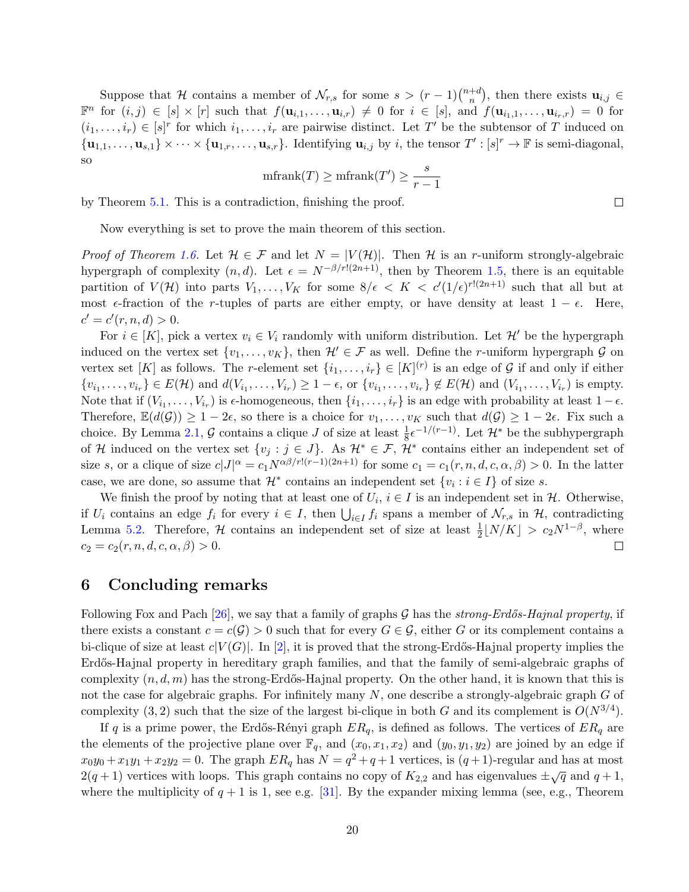Suppose that $\mathcal{H}$ contains a member of $\mathcal{N}_{r,s}$ for some $s > (r-1)\binom{n+d}{n}$, then there exists $\mathbf{u}_{i,j} \in \mathbb{F}^n$ for $(i,j) \in [s] \times [r]$ such that $f(\mathbf{u}_{i,1}, \dots, \mathbf{u}_{i,r}) \neq 0$ for $i \in [s]$, and $f(\mathbf{u}_{i_1,1}, \dots, \mathbf{u}_{i_r,r}) = 0$ for $(i_1, \dots, i_r) \in [s]^r$ for which $i_1, \dots, i_r$ are pairwise distinct. Let $T'$ be the subtensor of $T$ induced on $\{\mathbf{u}_{1,1}, \dots, \mathbf{u}_{s,1}\} \times \cdots \times \{\mathbf{u}_{1,r}, \dots, \mathbf{u}_{s,r}\}$. Identifying $\mathbf{u}_{i,j}$ by $i$, the tensor $T' : [s]^r \to \mathbb{F}$ is semi-diagonal, so

$$\text{mfrank}(T) \geq \text{mfrank}(T') \geq \frac{s}{r-1}$$

by Theorem 5.1. This is a contradiction, finishing the proof. □

Now everything is set to prove the main theorem of this section.

*Proof of Theorem 1.6.* Let $\mathcal{H} \in \mathcal{F}$ and let $N = |V(\mathcal{H})|$. Then $\mathcal{H}$ is an $r$-uniform strongly-algebraic hypergraph of complexity $(n,d)$. Let $\epsilon = N^{-\beta/r!(2n+1)}$, then by Theorem 1.5, there is an equitable partition of $V(\mathcal{H})$ into parts $V_1, \dots, V_K$ for some $8/\epsilon < K < c'(1/\epsilon)^{r!(2n+1)}$ such that all but at most $\epsilon$-fraction of the $r$-tuples of parts are either empty, or have density at least $1-\epsilon$. Here, $c' = c'(r,n,d) > 0$.

For $i \in [K]$, pick a vertex $v_i \in V_i$ randomly with uniform distribution. Let $\mathcal{H}'$ be the hypergraph induced on the vertex set $\{v_1, \dots, v_K\}$, then $\mathcal{H}' \in \mathcal{F}$ as well. Define the $r$-uniform hypergraph $\mathcal{G}$ on vertex set $[K]$ as follows. The $r$-element set $\{i_1, \dots, i_r\} \in [K]^{(r)}$ is an edge of $\mathcal{G}$ if and only if either $\{v_{i_1}, \dots, v_{i_r}\} \in E(\mathcal{H})$ and $d(V_{i_1}, \dots, V_{i_r}) \geq 1-\epsilon$, or $\{v_{i_1}, \dots, v_{i_r}\} \notin E(\mathcal{H})$ and $(V_{i_1}, \dots, V_{i_r})$ is empty. Note that if $(V_{i_1}, \dots, V_{i_r})$ is $\epsilon$-homogeneous, then $\{i_1, \dots, i_r\}$ is an edge with probability at least $1-\epsilon$. Therefore, $\mathbb{E}(d(\mathcal{G})) \geq 1-2\epsilon$, so there is a choice for $v_1, \dots, v_K$ such that $d(\mathcal{G}) \geq 1-2\epsilon$. Fix such a choice. By Lemma 2.1, $\mathcal{G}$ contains a clique $J$ of size at least $\frac{1}{8}\epsilon^{-1/(r-1)}$. Let $\mathcal{H}^*$ be the subhypergraph of $\mathcal{H}$ induced on the vertex set $\{v_j : j \in J\}$. As $\mathcal{H}^* \in \mathcal{F}$, $\mathcal{H}^*$ contains either an independent set of size $s$, or a clique of size $c|J|^{\alpha} = c_1 N^{\alpha\beta/r!(r-1)(2n+1)}$ for some $c_1 = c_1(r,n,d,c,\alpha,\beta) > 0$. In the latter case, we are done, so assume that $\mathcal{H}^*$ contains an independent set $\{v_i : i \in I\}$ of size $s$.

We finish the proof by noting that at least one of $U_i$, $i \in I$ is an independent set in $\mathcal{H}$. Otherwise, if $U_i$ contains an edge $f_i$ for every $i \in I$, then $\bigcup_{i \in I} f_i$ spans a member of $\mathcal{N}_{r,s}$ in $\mathcal{H}$, contradicting Lemma 5.2. Therefore, $\mathcal{H}$ contains an independent set of size at least $\frac{1}{2}\lfloor N/K \rfloor > c_2 N^{1-\beta}$, where $c_2 = c_2(r,n,d,c,\alpha,\beta) > 0$. □

# 6 Concluding remarks

Following Fox and Pach [26], we say that a family of graphs $\mathcal{G}$ has the *strong-Erdős-Hajnal property*, if there exists a constant $c = c(\mathcal{G}) > 0$ such that for every $G \in \mathcal{G}$, either $G$ or its complement contains a bi-clique of size at least $c|V(G)|$. In [2], it is proved that the strong-Erdős-Hajnal property implies the Erdős-Hajnal property in hereditary graph families, and that the family of semi-algebraic graphs of complexity $(n,d,m)$ has the strong-Erdős-Hajnal property. On the other hand, it is known that this is not the case for algebraic graphs. For infinitely many $N$, one describe a strongly-algebraic graph $G$ of complexity $(3,2)$ such that the size of the largest bi-clique in both $G$ and its complement is $O(N^{3/4})$.

If $q$ is a prime power, the Erdős-Rényi graph $ER_q$, is defined as follows. The vertices of $ER_q$ are the elements of the projective plane over $\mathbb{F}_q$, and $(x_0,x_1,x_2)$ and $(y_0,y_1,y_2)$ are joined by an edge if $x_0y_0 + x_1y_1 + x_2y_2 = 0$. The graph $ER_q$ has $N = q^2+q+1$ vertices, is $(q+1)$-regular and has at most $2(q+1)$ vertices with loops. This graph contains no copy of $K_{2,2}$ and has eigenvalues $\pm\sqrt{q}$ and $q+1$, where the multiplicity of $q+1$ is 1, see e.g. [31]. By the expander mixing lemma (see, e.g., Theorem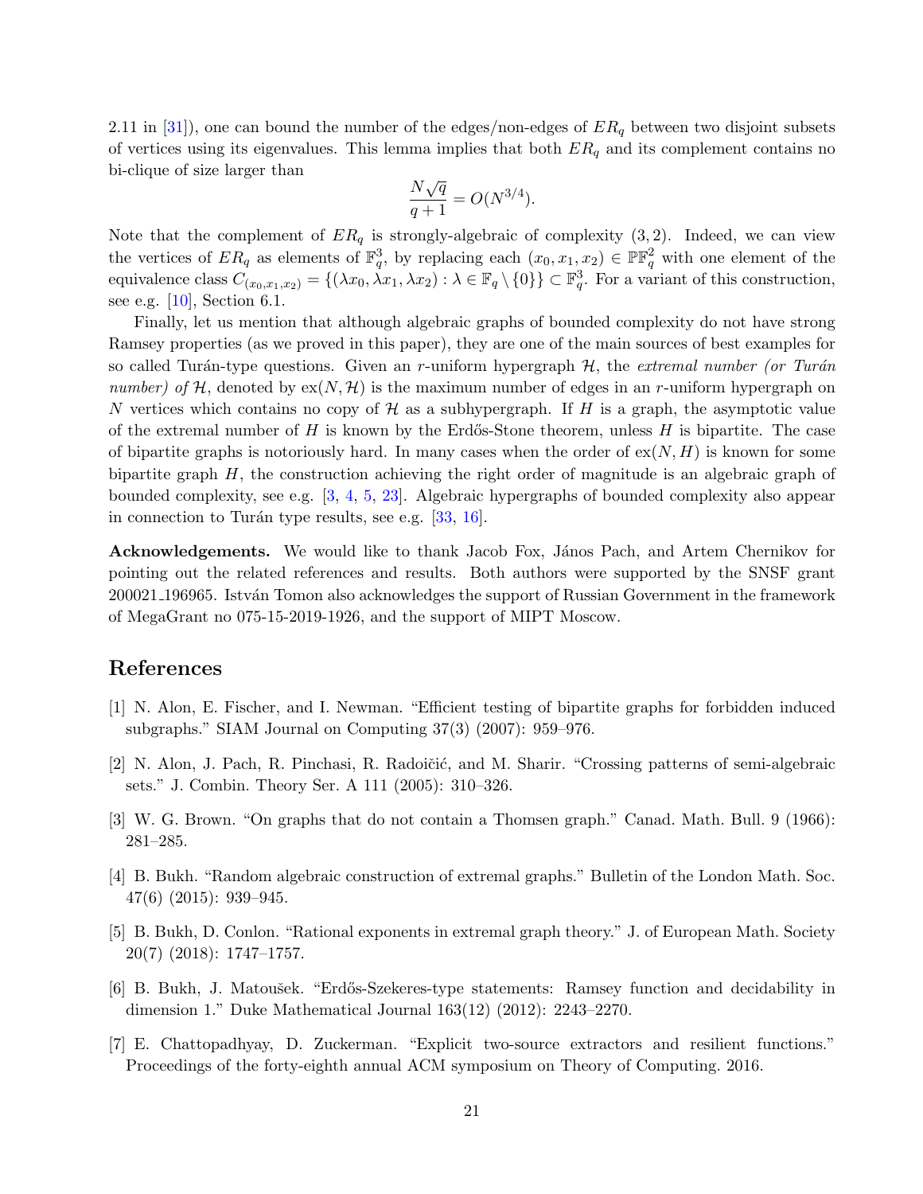2.11 in [31]), one can bound the number of the edges/non-edges of $ER_q$ between two disjoint subsets of vertices using its eigenvalues. This lemma implies that both $ER_q$ and its complement contains no bi-clique of size larger than

$$\frac{N\sqrt{q}}{q+1} = O(N^{3/4}).$$

Note that the complement of $ER_q$ is strongly-algebraic of complexity $(3,2)$. Indeed, we can view the vertices of $ER_q$ as elements of $\mathbb{F}_q^3$, by replacing each $(x_0,x_1,x_2) \in \mathbb{PF}_q^2$ with one element of the equivalence class $C_{(x_0,x_1,x_2)} = \{(\lambda x_0, \lambda x_1, \lambda x_2) : \lambda \in \mathbb{F}_q \setminus \{0\}\} \subset \mathbb{F}_q^3$. For a variant of this construction, see e.g. [10], Section 6.1.

Finally, let us mention that although algebraic graphs of bounded complexity do not have strong Ramsey properties (as we proved in this paper), they are one of the main sources of best examples for so called Turán-type questions. Given an $r$-uniform hypergraph $\mathcal{H}$, the *extremal number (or Turán number) of* $\mathcal{H}$, denoted by $\text{ex}(N,\mathcal{H})$ is the maximum number of edges in an $r$-uniform hypergraph on $N$ vertices which contains no copy of $\mathcal{H}$ as a subhypergraph. If $H$ is a graph, the asymptotic value of the extremal number of $H$ is known by the Erdős-Stone theorem, unless $H$ is bipartite. The case of bipartite graphs is notoriously hard. In many cases when the order of $\text{ex}(N,H)$ is known for some bipartite graph $H$, the construction achieving the right order of magnitude is an algebraic graph of bounded complexity, see e.g. [3, 4, 5, 23]. Algebraic hypergraphs of bounded complexity also appear in connection to Turán type results, see e.g. [33, 16].

**Acknowledgements.** We would like to thank Jacob Fox, János Pach, and Artem Chernikov for pointing out the related references and results. Both authors were supported by the SNSF grant 200021_196965. István Tomon also acknowledges the support of Russian Government in the framework of MegaGrant no 075-15-2019-1926, and the support of MIPT Moscow.

## References

[1] N. Alon, E. Fischer, and I. Newman. "Efficient testing of bipartite graphs for forbidden induced subgraphs." SIAM Journal on Computing 37(3) (2007): 959–976.

[2] N. Alon, J. Pach, R. Pinchasi, R. Radoičić, and M. Sharir. "Crossing patterns of semi-algebraic sets." J. Combin. Theory Ser. A 111 (2005): 310–326.

[3] W. G. Brown. "On graphs that do not contain a Thomsen graph." Canad. Math. Bull. 9 (1966): 281–285.

[4] B. Bukh. "Random algebraic construction of extremal graphs." Bulletin of the London Math. Soc. 47(6) (2015): 939–945.

[5] B. Bukh, D. Conlon. "Rational exponents in extremal graph theory." J. of European Math. Society 20(7) (2018): 1747–1757.

[6] B. Bukh, J. Matoušek. "Erdős-Szekeres-type statements: Ramsey function and decidability in dimension 1." Duke Mathematical Journal 163(12) (2012): 2243–2270.

[7] E. Chattopadhyay, D. Zuckerman. "Explicit two-source extractors and resilient functions." Proceedings of the forty-eighth annual ACM symposium on Theory of Computing. 2016.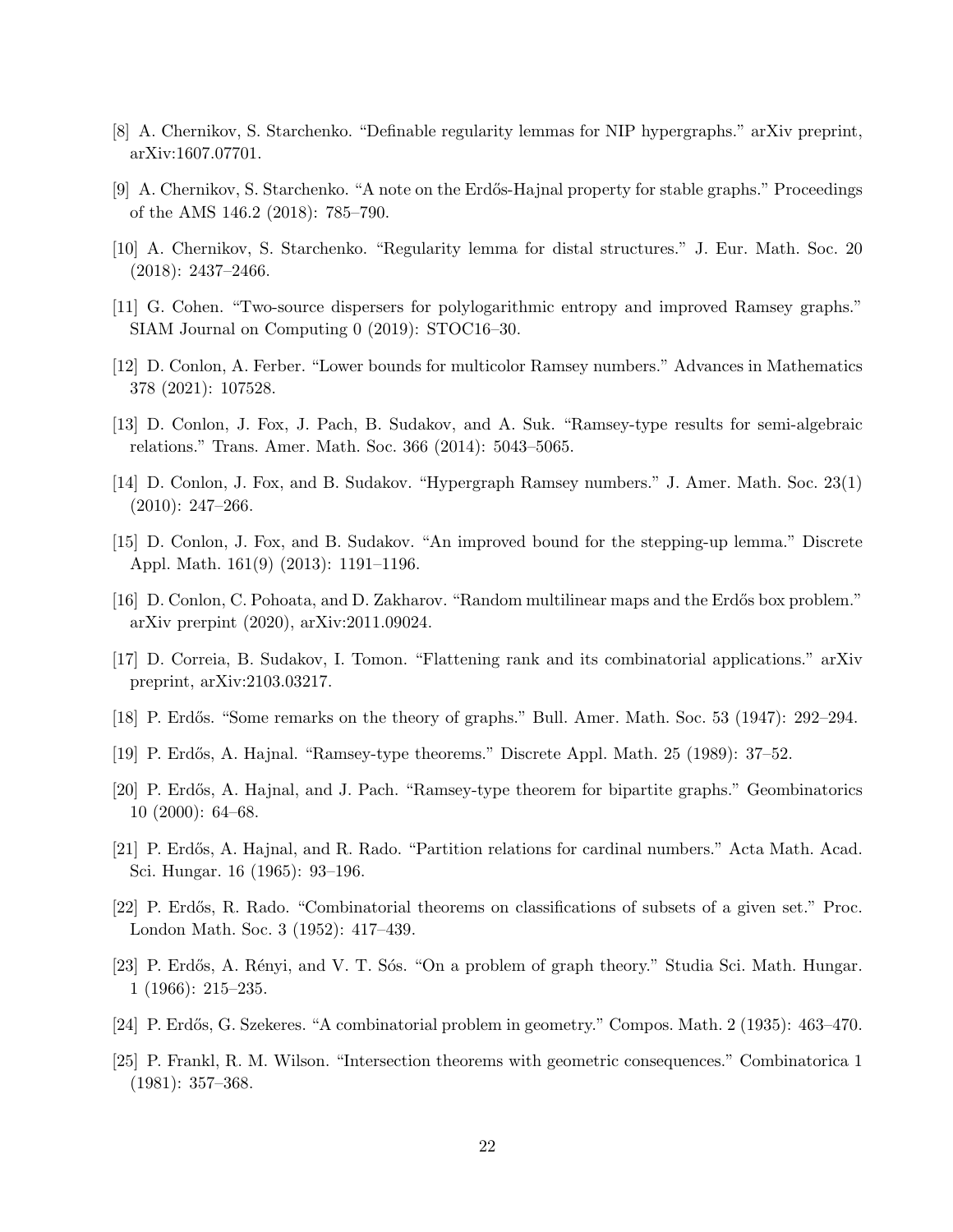[8] A. Chernikov, S. Starchenko. "Definable regularity lemmas for NIP hypergraphs." arXiv preprint, arXiv:1607.07701.

[9] A. Chernikov, S. Starchenko. "A note on the Erdős-Hajnal property for stable graphs." Proceedings of the AMS 146.2 (2018): 785–790.

[10] A. Chernikov, S. Starchenko. "Regularity lemma for distal structures." J. Eur. Math. Soc. 20 (2018): 2437–2466.

[11] G. Cohen. "Two-source dispersers for polylogarithmic entropy and improved Ramsey graphs." SIAM Journal on Computing 0 (2019): STOC16–30.

[12] D. Conlon, A. Ferber. "Lower bounds for multicolor Ramsey numbers." Advances in Mathematics 378 (2021): 107528.

[13] D. Conlon, J. Fox, J. Pach, B. Sudakov, and A. Suk. "Ramsey-type results for semi-algebraic relations." Trans. Amer. Math. Soc. 366 (2014): 5043–5065.

[14] D. Conlon, J. Fox, and B. Sudakov. "Hypergraph Ramsey numbers." J. Amer. Math. Soc. 23(1) (2010): 247–266.

[15] D. Conlon, J. Fox, and B. Sudakov. "An improved bound for the stepping-up lemma." Discrete Appl. Math. 161(9) (2013): 1191–1196.

[16] D. Conlon, C. Pohoata, and D. Zakharov. "Random multilinear maps and the Erdős box problem." arXiv prerpint (2020), arXiv:2011.09024.

[17] D. Correia, B. Sudakov, I. Tomon. "Flattening rank and its combinatorial applications." arXiv preprint, arXiv:2103.03217.

[18] P. Erdős. "Some remarks on the theory of graphs." Bull. Amer. Math. Soc. 53 (1947): 292–294.

[19] P. Erdős, A. Hajnal. "Ramsey-type theorems." Discrete Appl. Math. 25 (1989): 37–52.

[20] P. Erdős, A. Hajnal, and J. Pach. "Ramsey-type theorem for bipartite graphs." Geombinatorics 10 (2000): 64–68.

[21] P. Erdős, A. Hajnal, and R. Rado. "Partition relations for cardinal numbers." Acta Math. Acad. Sci. Hungar. 16 (1965): 93–196.

[22] P. Erdős, R. Rado. "Combinatorial theorems on classifications of subsets of a given set." Proc. London Math. Soc. 3 (1952): 417–439.

[23] P. Erdős, A. Rényi, and V. T. Sós. "On a problem of graph theory." Studia Sci. Math. Hungar. 1 (1966): 215–235.

[24] P. Erdős, G. Szekeres. "A combinatorial problem in geometry." Compos. Math. 2 (1935): 463–470.

[25] P. Frankl, R. M. Wilson. "Intersection theorems with geometric consequences." Combinatorica 1 (1981): 357–368.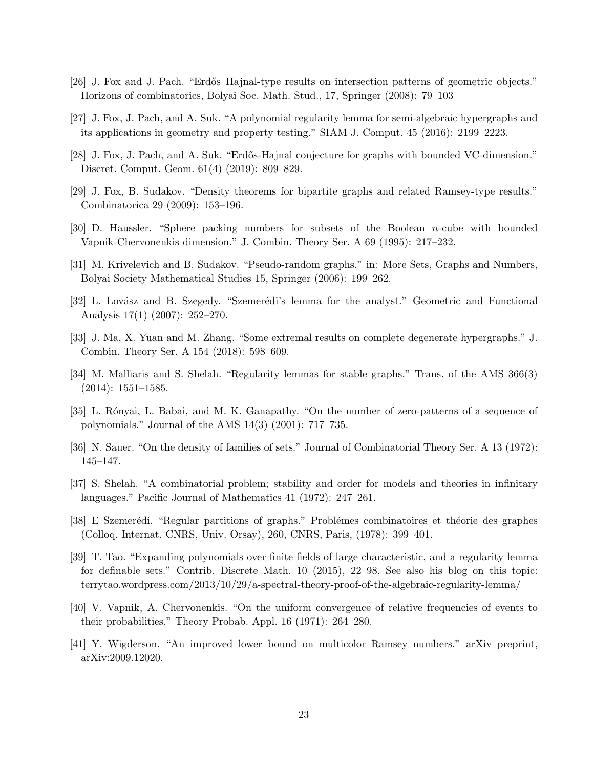[26] J. Fox and J. Pach. "Erdős–Hajnal-type results on intersection patterns of geometric objects." Horizons of combinatorics, Bolyai Soc. Math. Stud., 17, Springer (2008): 79–103

[27] J. Fox, J. Pach, and A. Suk. "A polynomial regularity lemma for semi-algebraic hypergraphs and its applications in geometry and property testing." SIAM J. Comput. 45 (2016): 2199–2223.

[28] J. Fox, J. Pach, and A. Suk. "Erdős-Hajnal conjecture for graphs with bounded VC-dimension." Discret. Comput. Geom. 61(4) (2019): 809–829.

[29] J. Fox, B. Sudakov. "Density theorems for bipartite graphs and related Ramsey-type results." Combinatorica 29 (2009): 153–196.

[30] D. Haussler. "Sphere packing numbers for subsets of the Boolean $n$-cube with bounded Vapnik-Chervonenkis dimension." J. Combin. Theory Ser. A 69 (1995): 217–232.

[31] M. Krivelevich and B. Sudakov. "Pseudo-random graphs." in: More Sets, Graphs and Numbers, Bolyai Society Mathematical Studies 15, Springer (2006): 199–262.

[32] L. Lovász and B. Szegedy. "Szemerédi's lemma for the analyst." Geometric and Functional Analysis 17(1) (2007): 252–270.

[33] J. Ma, X. Yuan and M. Zhang. "Some extremal results on complete degenerate hypergraphs." J. Combin. Theory Ser. A 154 (2018): 598–609.

[34] M. Malliaris and S. Shelah. "Regularity lemmas for stable graphs." Trans. of the AMS 366(3) (2014): 1551–1585.

[35] L. Rónyai, L. Babai, and M. K. Ganapathy. "On the number of zero-patterns of a sequence of polynomials." Journal of the AMS 14(3) (2001): 717–735.

[36] N. Sauer. "On the density of families of sets." Journal of Combinatorial Theory Ser. A 13 (1972): 145–147.

[37] S. Shelah. "A combinatorial problem; stability and order for models and theories in infinitary languages." Pacific Journal of Mathematics 41 (1972): 247–261.

[38] E Szemerédi. "Regular partitions of graphs." Problémes combinatoires et théorie des graphes (Colloq. Internat. CNRS, Univ. Orsay), 260, CNRS, Paris, (1978): 399–401.

[39] T. Tao. "Expanding polynomials over finite fields of large characteristic, and a regularity lemma for definable sets." Contrib. Discrete Math. 10 (2015), 22–98. See also his blog on this topic: terrytao.wordpress.com/2013/10/29/a-spectral-theory-proof-of-the-algebraic-regularity-lemma/

[40] V. Vapnik, A. Chervonenkis. "On the uniform convergence of relative frequencies of events to their probabilities." Theory Probab. Appl. 16 (1971): 264–280.

[41] Y. Wigderson. "An improved lower bound on multicolor Ramsey numbers." arXiv preprint, arXiv:2009.12020.